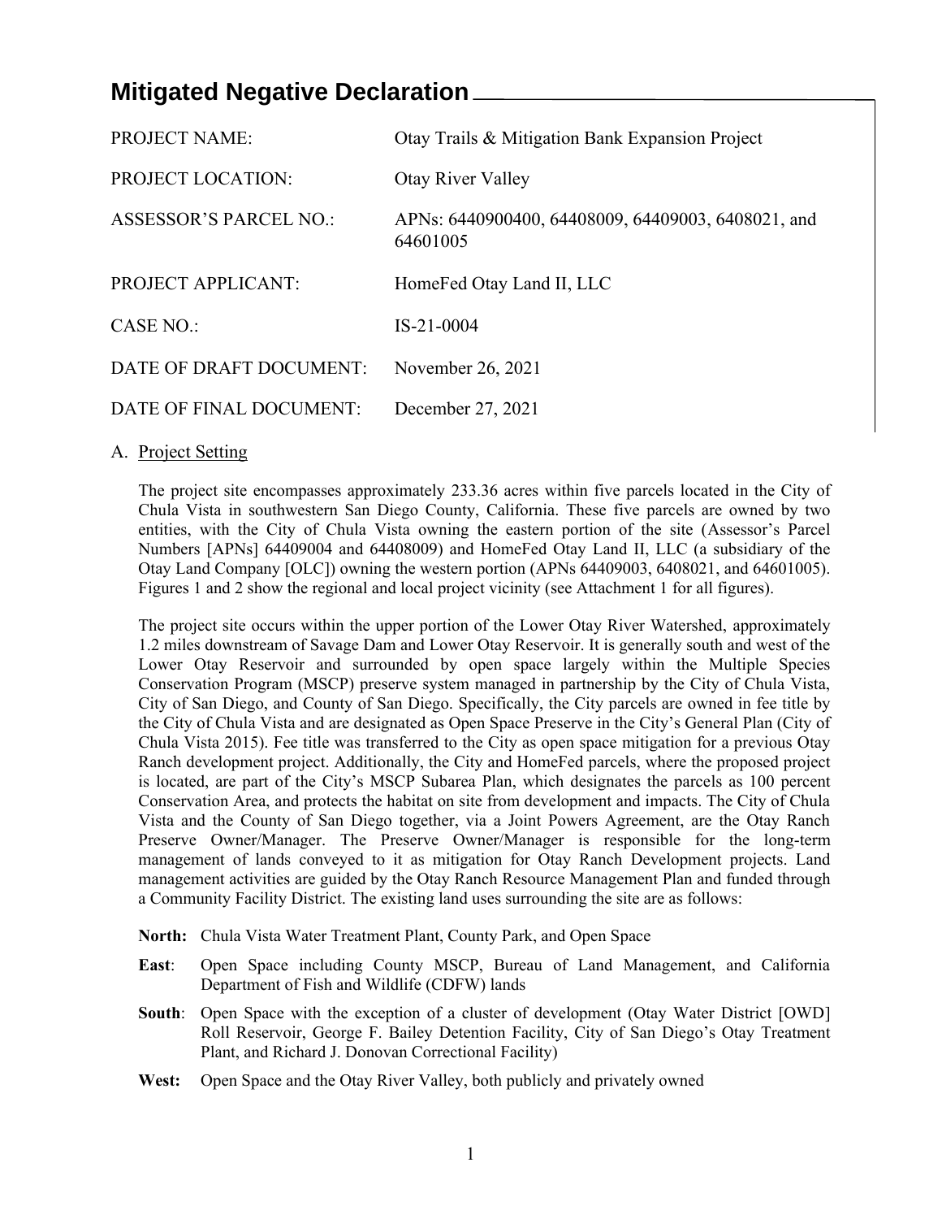# Mitigated Negative Declaration

| | |
|---|---|
| PROJECT NAME: | Otay Trails & Mitigation Bank Expansion Project |
| PROJECT LOCATION: | Otay River Valley |
| ASSESSOR'S PARCEL NO.: | APNs: 6440900400, 64408009, 64409003, 6408021, and 64601005 |
| PROJECT APPLICANT: | HomeFed Otay Land II, LLC |
| CASE NO.: | IS-21-0004 |
| DATE OF DRAFT DOCUMENT: | November 26, 2021 |
| DATE OF FINAL DOCUMENT: | December 27, 2021 |

A. Project Setting

The project site encompasses approximately 233.36 acres within five parcels located in the City of Chula Vista in southwestern San Diego County, California. These five parcels are owned by two entities, with the City of Chula Vista owning the eastern portion of the site (Assessor's Parcel Numbers [APNs] 64409004 and 64408009) and HomeFed Otay Land II, LLC (a subsidiary of the Otay Land Company [OLC]) owning the western portion (APNs 64409003, 6408021, and 64601005). Figures 1 and 2 show the regional and local project vicinity (see Attachment 1 for all figures).

The project site occurs within the upper portion of the Lower Otay River Watershed, approximately 1.2 miles downstream of Savage Dam and Lower Otay Reservoir. It is generally south and west of the Lower Otay Reservoir and surrounded by open space largely within the Multiple Species Conservation Program (MSCP) preserve system managed in partnership by the City of Chula Vista, City of San Diego, and County of San Diego. Specifically, the City parcels are owned in fee title by the City of Chula Vista and are designated as Open Space Preserve in the City's General Plan (City of Chula Vista 2015). Fee title was transferred to the City as open space mitigation for a previous Otay Ranch development project. Additionally, the City and HomeFed parcels, where the proposed project is located, are part of the City's MSCP Subarea Plan, which designates the parcels as 100 percent Conservation Area, and protects the habitat on site from development and impacts. The City of Chula Vista and the County of San Diego together, via a Joint Powers Agreement, are the Otay Ranch Preserve Owner/Manager. The Preserve Owner/Manager is responsible for the long-term management of lands conveyed to it as mitigation for Otay Ranch Development projects. Land management activities are guided by the Otay Ranch Resource Management Plan and funded through a Community Facility District. The existing land uses surrounding the site are as follows:

**North:** Chula Vista Water Treatment Plant, County Park, and Open Space

**East**: Open Space including County MSCP, Bureau of Land Management, and California Department of Fish and Wildlife (CDFW) lands

**South**: Open Space with the exception of a cluster of development (Otay Water District [OWD] Roll Reservoir, George F. Bailey Detention Facility, City of San Diego's Otay Treatment Plant, and Richard J. Donovan Correctional Facility)

**West:** Open Space and the Otay River Valley, both publicly and privately owned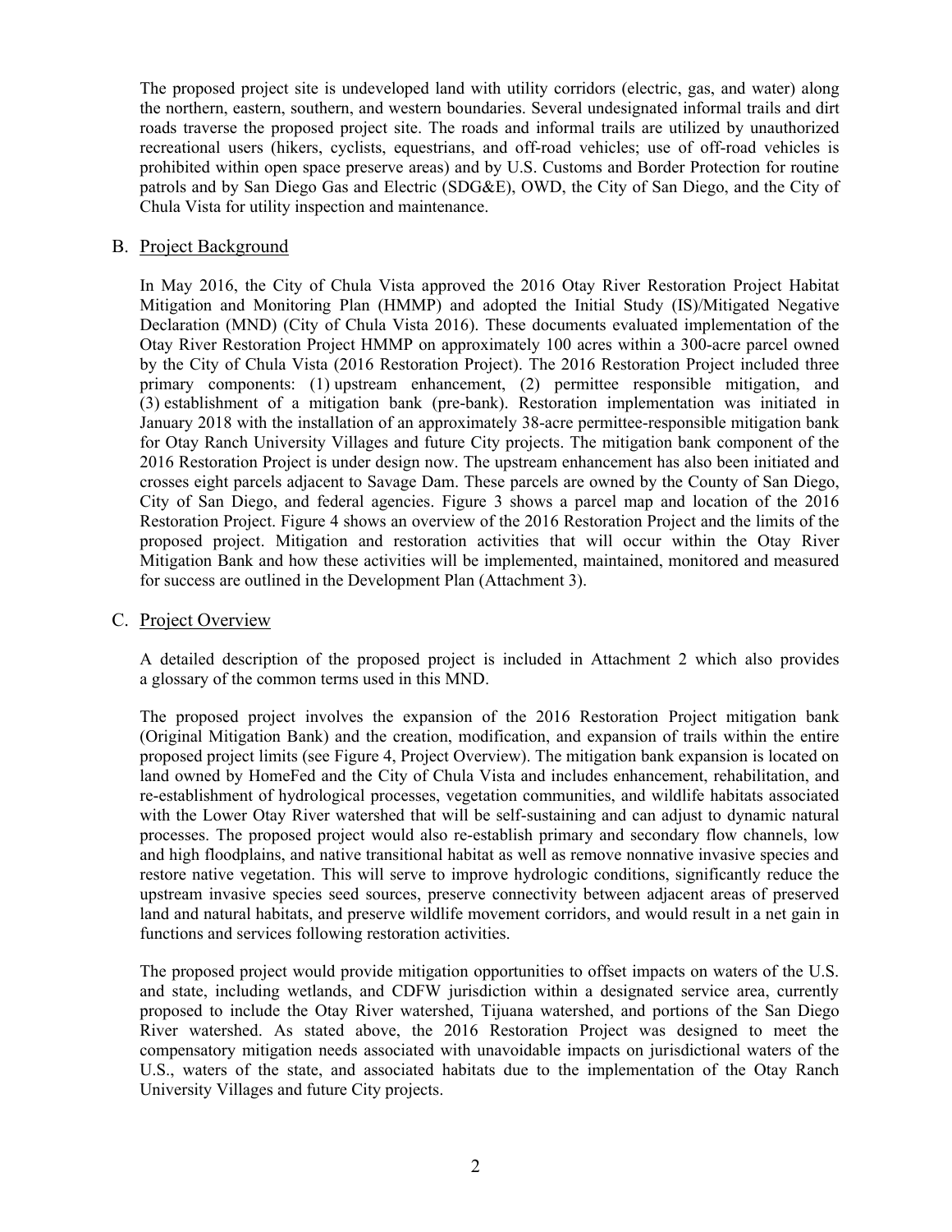The proposed project site is undeveloped land with utility corridors (electric, gas, and water) along the northern, eastern, southern, and western boundaries. Several undesignated informal trails and dirt roads traverse the proposed project site. The roads and informal trails are utilized by unauthorized recreational users (hikers, cyclists, equestrians, and off-road vehicles; use of off-road vehicles is prohibited within open space preserve areas) and by U.S. Customs and Border Protection for routine patrols and by San Diego Gas and Electric (SDG&E), OWD, the City of San Diego, and the City of Chula Vista for utility inspection and maintenance.

## B. Project Background

In May 2016, the City of Chula Vista approved the 2016 Otay River Restoration Project Habitat Mitigation and Monitoring Plan (HMMP) and adopted the Initial Study (IS)/Mitigated Negative Declaration (MND) (City of Chula Vista 2016). These documents evaluated implementation of the Otay River Restoration Project HMMP on approximately 100 acres within a 300-acre parcel owned by the City of Chula Vista (2016 Restoration Project). The 2016 Restoration Project included three primary components: (1) upstream enhancement, (2) permittee responsible mitigation, and (3) establishment of a mitigation bank (pre-bank). Restoration implementation was initiated in January 2018 with the installation of an approximately 38-acre permittee-responsible mitigation bank for Otay Ranch University Villages and future City projects. The mitigation bank component of the 2016 Restoration Project is under design now. The upstream enhancement has also been initiated and crosses eight parcels adjacent to Savage Dam. These parcels are owned by the County of San Diego, City of San Diego, and federal agencies. Figure 3 shows a parcel map and location of the 2016 Restoration Project. Figure 4 shows an overview of the 2016 Restoration Project and the limits of the proposed project. Mitigation and restoration activities that will occur within the Otay River Mitigation Bank and how these activities will be implemented, maintained, monitored and measured for success are outlined in the Development Plan (Attachment 3).

## C. Project Overview

A detailed description of the proposed project is included in Attachment 2 which also provides a glossary of the common terms used in this MND.

The proposed project involves the expansion of the 2016 Restoration Project mitigation bank (Original Mitigation Bank) and the creation, modification, and expansion of trails within the entire proposed project limits (see Figure 4, Project Overview). The mitigation bank expansion is located on land owned by HomeFed and the City of Chula Vista and includes enhancement, rehabilitation, and re-establishment of hydrological processes, vegetation communities, and wildlife habitats associated with the Lower Otay River watershed that will be self-sustaining and can adjust to dynamic natural processes. The proposed project would also re-establish primary and secondary flow channels, low and high floodplains, and native transitional habitat as well as remove nonnative invasive species and restore native vegetation. This will serve to improve hydrologic conditions, significantly reduce the upstream invasive species seed sources, preserve connectivity between adjacent areas of preserved land and natural habitats, and preserve wildlife movement corridors, and would result in a net gain in functions and services following restoration activities.

The proposed project would provide mitigation opportunities to offset impacts on waters of the U.S. and state, including wetlands, and CDFW jurisdiction within a designated service area, currently proposed to include the Otay River watershed, Tijuana watershed, and portions of the San Diego River watershed. As stated above, the 2016 Restoration Project was designed to meet the compensatory mitigation needs associated with unavoidable impacts on jurisdictional waters of the U.S., waters of the state, and associated habitats due to the implementation of the Otay Ranch University Villages and future City projects.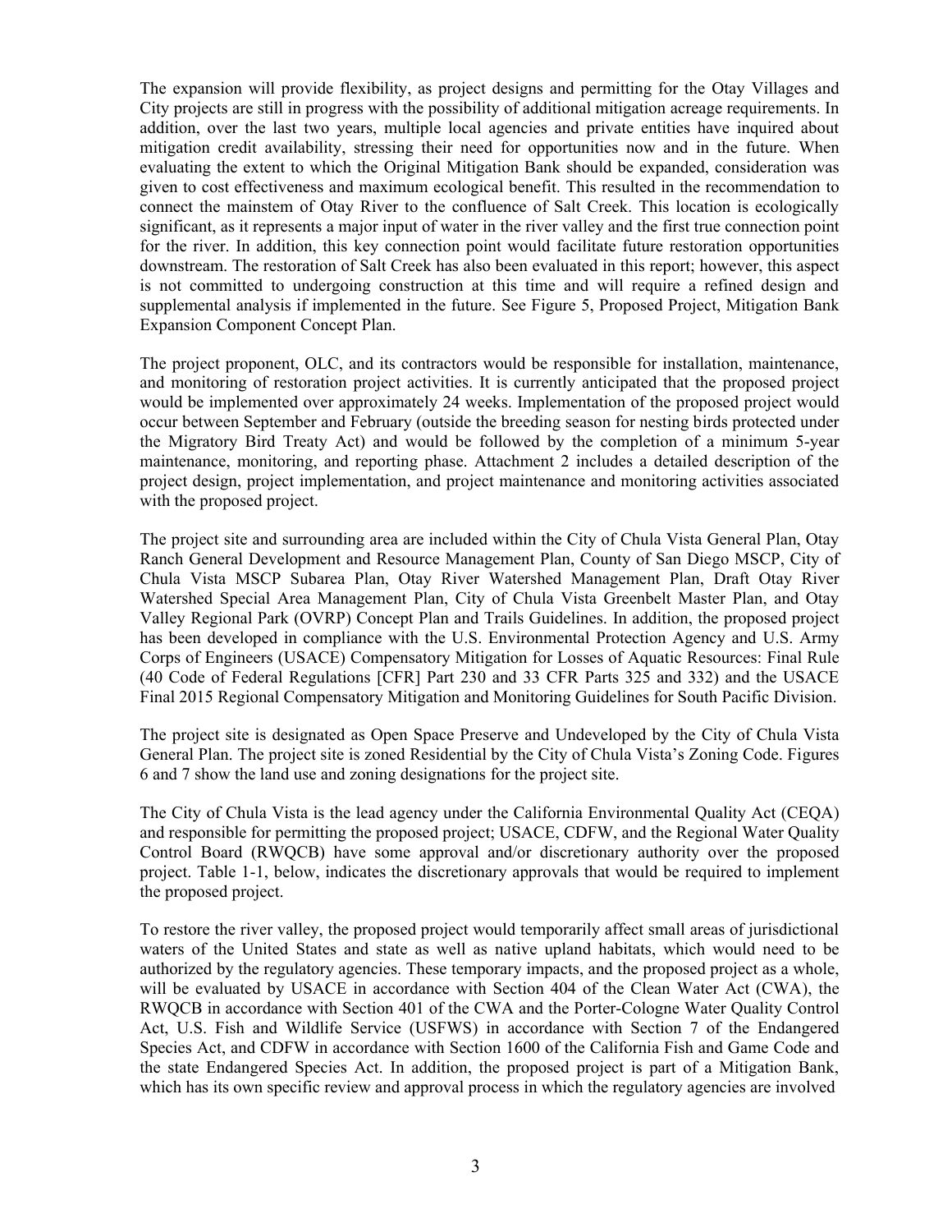The expansion will provide flexibility, as project designs and permitting for the Otay Villages and City projects are still in progress with the possibility of additional mitigation acreage requirements. In addition, over the last two years, multiple local agencies and private entities have inquired about mitigation credit availability, stressing their need for opportunities now and in the future. When evaluating the extent to which the Original Mitigation Bank should be expanded, consideration was given to cost effectiveness and maximum ecological benefit. This resulted in the recommendation to connect the mainstem of Otay River to the confluence of Salt Creek. This location is ecologically significant, as it represents a major input of water in the river valley and the first true connection point for the river. In addition, this key connection point would facilitate future restoration opportunities downstream. The restoration of Salt Creek has also been evaluated in this report; however, this aspect is not committed to undergoing construction at this time and will require a refined design and supplemental analysis if implemented in the future. See Figure 5, Proposed Project, Mitigation Bank Expansion Component Concept Plan.

The project proponent, OLC, and its contractors would be responsible for installation, maintenance, and monitoring of restoration project activities. It is currently anticipated that the proposed project would be implemented over approximately 24 weeks. Implementation of the proposed project would occur between September and February (outside the breeding season for nesting birds protected under the Migratory Bird Treaty Act) and would be followed by the completion of a minimum 5-year maintenance, monitoring, and reporting phase. Attachment 2 includes a detailed description of the project design, project implementation, and project maintenance and monitoring activities associated with the proposed project.

The project site and surrounding area are included within the City of Chula Vista General Plan, Otay Ranch General Development and Resource Management Plan, County of San Diego MSCP, City of Chula Vista MSCP Subarea Plan, Otay River Watershed Management Plan, Draft Otay River Watershed Special Area Management Plan, City of Chula Vista Greenbelt Master Plan, and Otay Valley Regional Park (OVRP) Concept Plan and Trails Guidelines. In addition, the proposed project has been developed in compliance with the U.S. Environmental Protection Agency and U.S. Army Corps of Engineers (USACE) Compensatory Mitigation for Losses of Aquatic Resources: Final Rule (40 Code of Federal Regulations [CFR] Part 230 and 33 CFR Parts 325 and 332) and the USACE Final 2015 Regional Compensatory Mitigation and Monitoring Guidelines for South Pacific Division.

The project site is designated as Open Space Preserve and Undeveloped by the City of Chula Vista General Plan. The project site is zoned Residential by the City of Chula Vista's Zoning Code. Figures 6 and 7 show the land use and zoning designations for the project site.

The City of Chula Vista is the lead agency under the California Environmental Quality Act (CEQA) and responsible for permitting the proposed project; USACE, CDFW, and the Regional Water Quality Control Board (RWQCB) have some approval and/or discretionary authority over the proposed project. Table 1-1, below, indicates the discretionary approvals that would be required to implement the proposed project.

To restore the river valley, the proposed project would temporarily affect small areas of jurisdictional waters of the United States and state as well as native upland habitats, which would need to be authorized by the regulatory agencies. These temporary impacts, and the proposed project as a whole, will be evaluated by USACE in accordance with Section 404 of the Clean Water Act (CWA), the RWQCB in accordance with Section 401 of the CWA and the Porter-Cologne Water Quality Control Act, U.S. Fish and Wildlife Service (USFWS) in accordance with Section 7 of the Endangered Species Act, and CDFW in accordance with Section 1600 of the California Fish and Game Code and the state Endangered Species Act. In addition, the proposed project is part of a Mitigation Bank, which has its own specific review and approval process in which the regulatory agencies are involved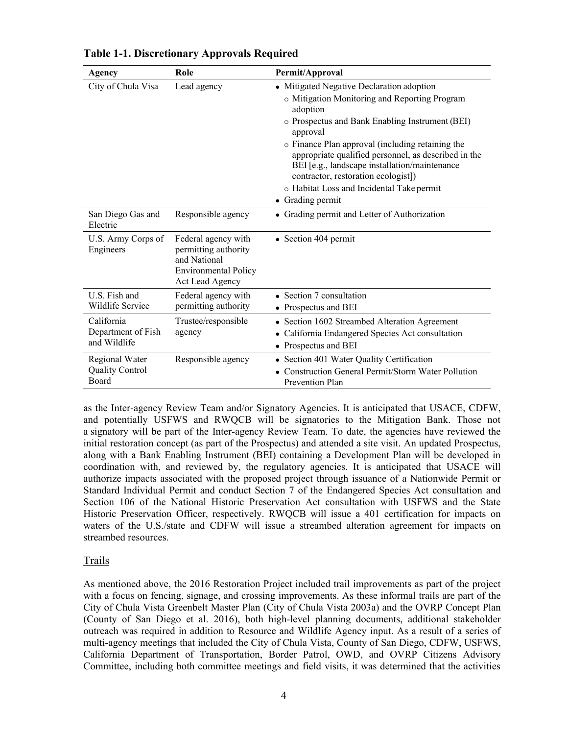**Table 1-1. Discretionary Approvals Required**

| Agency | Role | Permit/Approval |
|---|---|---|
| City of Chula Visa | Lead agency | • Mitigated Negative Declaration adoption<br>○ Mitigation Monitoring and Reporting Program adoption<br>○ Prospectus and Bank Enabling Instrument (BEI) approval<br>○ Finance Plan approval (including retaining the appropriate qualified personnel, as described in the BEI [e.g., landscape installation/maintenance contractor, restoration ecologist])<br>○ Habitat Loss and Incidental Take permit<br>• Grading permit |
| San Diego Gas and Electric | Responsible agency | • Grading permit and Letter of Authorization |
| U.S. Army Corps of Engineers | Federal agency with permitting authority and National Environmental Policy Act Lead Agency | • Section 404 permit |
| U.S. Fish and Wildlife Service | Federal agency with permitting authority | • Section 7 consultation<br>• Prospectus and BEI |
| California Department of Fish and Wildlife | Trustee/responsible agency | • Section 1602 Streambed Alteration Agreement<br>• California Endangered Species Act consultation<br>• Prospectus and BEI |
| Regional Water Quality Control Board | Responsible agency | • Section 401 Water Quality Certification<br>• Construction General Permit/Storm Water Pollution Prevention Plan |

as the Inter-agency Review Team and/or Signatory Agencies. It is anticipated that USACE, CDFW, and potentially USFWS and RWQCB will be signatories to the Mitigation Bank. Those not a signatory will be part of the Inter-agency Review Team. To date, the agencies have reviewed the initial restoration concept (as part of the Prospectus) and attended a site visit. An updated Prospectus, along with a Bank Enabling Instrument (BEI) containing a Development Plan will be developed in coordination with, and reviewed by, the regulatory agencies. It is anticipated that USACE will authorize impacts associated with the proposed project through issuance of a Nationwide Permit or Standard Individual Permit and conduct Section 7 of the Endangered Species Act consultation and Section 106 of the National Historic Preservation Act consultation with USFWS and the State Historic Preservation Officer, respectively. RWQCB will issue a 401 certification for impacts on waters of the U.S./state and CDFW will issue a streambed alteration agreement for impacts on streambed resources.

## Trails

As mentioned above, the 2016 Restoration Project included trail improvements as part of the project with a focus on fencing, signage, and crossing improvements. As these informal trails are part of the City of Chula Vista Greenbelt Master Plan (City of Chula Vista 2003a) and the OVRP Concept Plan (County of San Diego et al. 2016), both high-level planning documents, additional stakeholder outreach was required in addition to Resource and Wildlife Agency input. As a result of a series of multi-agency meetings that included the City of Chula Vista, County of San Diego, CDFW, USFWS, California Department of Transportation, Border Patrol, OWD, and OVRP Citizens Advisory Committee, including both committee meetings and field visits, it was determined that the activities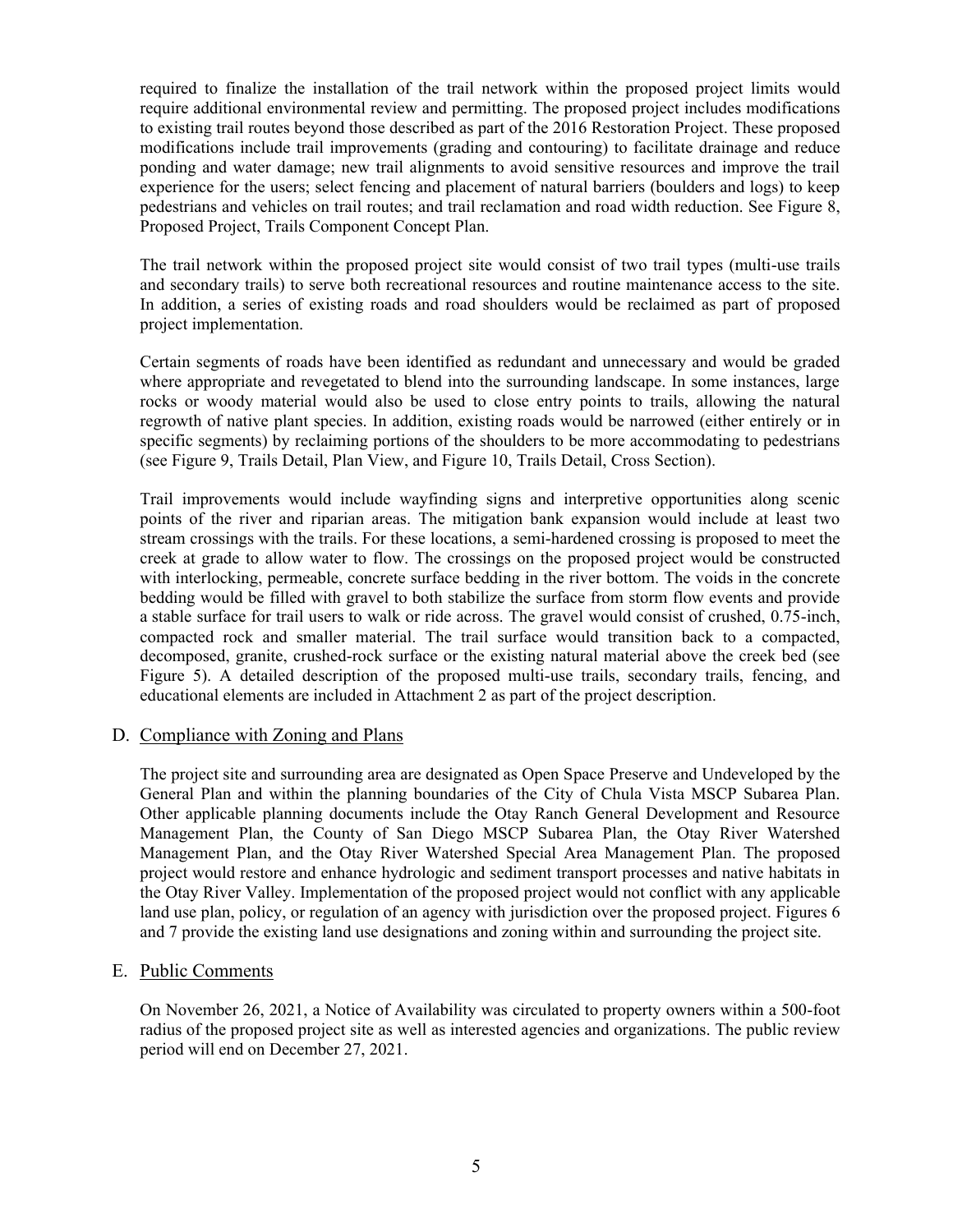required to finalize the installation of the trail network within the proposed project limits would require additional environmental review and permitting. The proposed project includes modifications to existing trail routes beyond those described as part of the 2016 Restoration Project. These proposed modifications include trail improvements (grading and contouring) to facilitate drainage and reduce ponding and water damage; new trail alignments to avoid sensitive resources and improve the trail experience for the users; select fencing and placement of natural barriers (boulders and logs) to keep pedestrians and vehicles on trail routes; and trail reclamation and road width reduction. See Figure 8, Proposed Project, Trails Component Concept Plan.

The trail network within the proposed project site would consist of two trail types (multi-use trails and secondary trails) to serve both recreational resources and routine maintenance access to the site. In addition, a series of existing roads and road shoulders would be reclaimed as part of proposed project implementation.

Certain segments of roads have been identified as redundant and unnecessary and would be graded where appropriate and revegetated to blend into the surrounding landscape. In some instances, large rocks or woody material would also be used to close entry points to trails, allowing the natural regrowth of native plant species. In addition, existing roads would be narrowed (either entirely or in specific segments) by reclaiming portions of the shoulders to be more accommodating to pedestrians (see Figure 9, Trails Detail, Plan View, and Figure 10, Trails Detail, Cross Section).

Trail improvements would include wayfinding signs and interpretive opportunities along scenic points of the river and riparian areas. The mitigation bank expansion would include at least two stream crossings with the trails. For these locations, a semi-hardened crossing is proposed to meet the creek at grade to allow water to flow. The crossings on the proposed project would be constructed with interlocking, permeable, concrete surface bedding in the river bottom. The voids in the concrete bedding would be filled with gravel to both stabilize the surface from storm flow events and provide a stable surface for trail users to walk or ride across. The gravel would consist of crushed, 0.75-inch, compacted rock and smaller material. The trail surface would transition back to a compacted, decomposed, granite, crushed-rock surface or the existing natural material above the creek bed (see Figure 5). A detailed description of the proposed multi-use trails, secondary trails, fencing, and educational elements are included in Attachment 2 as part of the project description.

## D. Compliance with Zoning and Plans

The project site and surrounding area are designated as Open Space Preserve and Undeveloped by the General Plan and within the planning boundaries of the City of Chula Vista MSCP Subarea Plan. Other applicable planning documents include the Otay Ranch General Development and Resource Management Plan, the County of San Diego MSCP Subarea Plan, the Otay River Watershed Management Plan, and the Otay River Watershed Special Area Management Plan. The proposed project would restore and enhance hydrologic and sediment transport processes and native habitats in the Otay River Valley. Implementation of the proposed project would not conflict with any applicable land use plan, policy, or regulation of an agency with jurisdiction over the proposed project. Figures 6 and 7 provide the existing land use designations and zoning within and surrounding the project site.

## E. Public Comments

On November 26, 2021, a Notice of Availability was circulated to property owners within a 500-foot radius of the proposed project site as well as interested agencies and organizations. The public review period will end on December 27, 2021.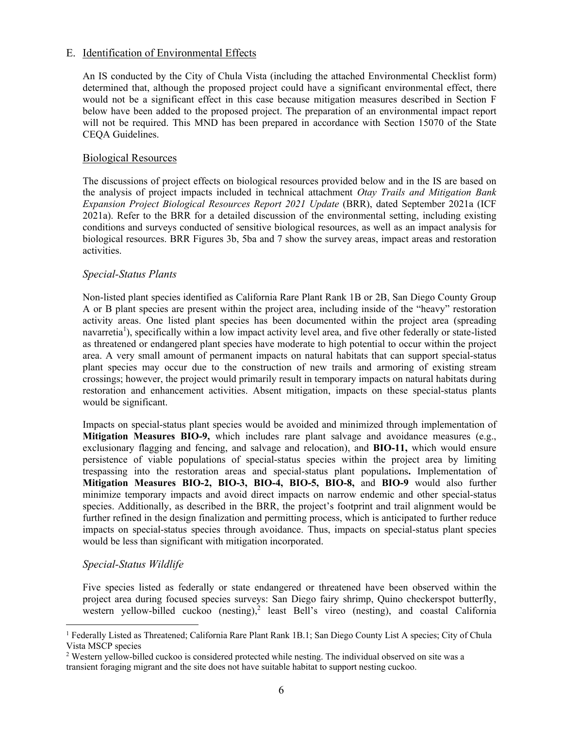## E. Identification of Environmental Effects

An IS conducted by the City of Chula Vista (including the attached Environmental Checklist form) determined that, although the proposed project could have a significant environmental effect, there would not be a significant effect in this case because mitigation measures described in Section F below have been added to the proposed project. The preparation of an environmental impact report will not be required. This MND has been prepared in accordance with Section 15070 of the State CEQA Guidelines.

### Biological Resources

The discussions of project effects on biological resources provided below and in the IS are based on the analysis of project impacts included in technical attachment *Otay Trails and Mitigation Bank Expansion Project Biological Resources Report 2021 Update* (BRR), dated September 2021a (ICF 2021a). Refer to the BRR for a detailed discussion of the environmental setting, including existing conditions and surveys conducted of sensitive biological resources, as well as an impact analysis for biological resources. BRR Figures 3b, 5ba and 7 show the survey areas, impact areas and restoration activities.

#### *Special-Status Plants*

Non-listed plant species identified as California Rare Plant Rank 1B or 2B, San Diego County Group A or B plant species are present within the project area, including inside of the "heavy" restoration activity areas. One listed plant species has been documented within the project area (spreading navarretia[1]), specifically within a low impact activity level area, and five other federally or state-listed as threatened or endangered plant species have moderate to high potential to occur within the project area. A very small amount of permanent impacts on natural habitats that can support special-status plant species may occur due to the construction of new trails and armoring of existing stream crossings; however, the project would primarily result in temporary impacts on natural habitats during restoration and enhancement activities. Absent mitigation, impacts on these special-status plants would be significant.

Impacts on special-status plant species would be avoided and minimized through implementation of **Mitigation Measures BIO-9,** which includes rare plant salvage and avoidance measures (e.g., exclusionary flagging and fencing, and salvage and relocation), and **BIO-11,** which would ensure persistence of viable populations of special-status species within the project area by limiting trespassing into the restoration areas and special-status plant populations**.** Implementation of **Mitigation Measures BIO-2, BIO-3, BIO-4, BIO-5, BIO-8,** and **BIO-9** would also further minimize temporary impacts and avoid direct impacts on narrow endemic and other special-status species. Additionally, as described in the BRR, the project's footprint and trail alignment would be further refined in the design finalization and permitting process, which is anticipated to further reduce impacts on special-status species through avoidance. Thus, impacts on special-status plant species would be less than significant with mitigation incorporated.

#### *Special-Status Wildlife*

Five species listed as federally or state endangered or threatened have been observed within the project area during focused species surveys: San Diego fairy shrimp, Quino checkerspot butterfly, western yellow-billed cuckoo (nesting),[2] least Bell's vireo (nesting), and coastal California

---

[1] Federally Listed as Threatened; California Rare Plant Rank 1B.1; San Diego County List A species; City of Chula Vista MSCP species

[2] Western yellow-billed cuckoo is considered protected while nesting. The individual observed on site was a transient foraging migrant and the site does not have suitable habitat to support nesting cuckoo.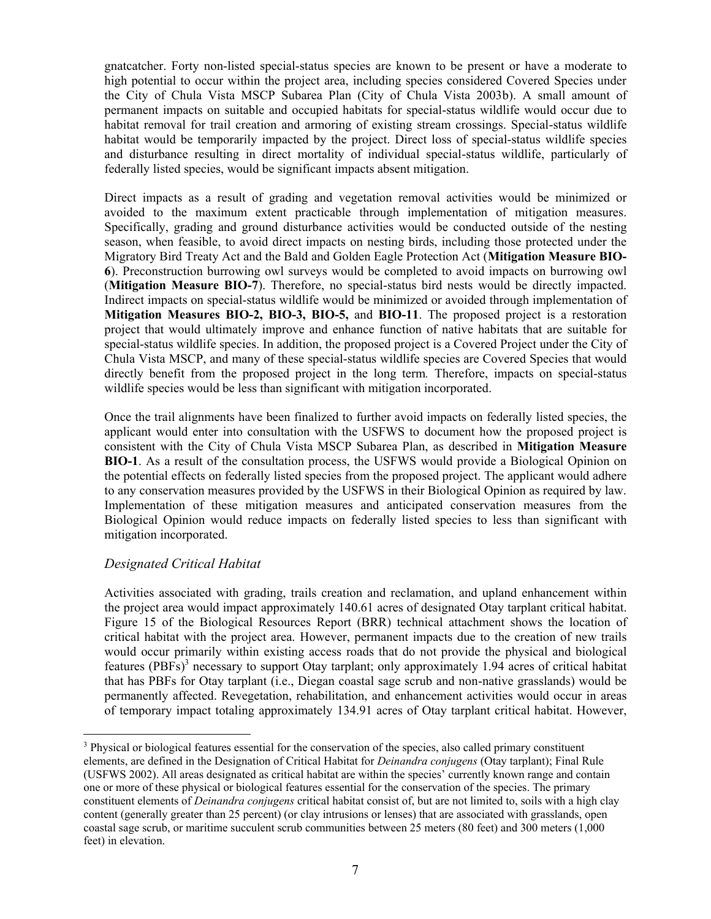gnatcatcher. Forty non-listed special-status species are known to be present or have a moderate to high potential to occur within the project area, including species considered Covered Species under the City of Chula Vista MSCP Subarea Plan (City of Chula Vista 2003b). A small amount of permanent impacts on suitable and occupied habitats for special-status wildlife would occur due to habitat removal for trail creation and armoring of existing stream crossings. Special-status wildlife habitat would be temporarily impacted by the project. Direct loss of special-status wildlife species and disturbance resulting in direct mortality of individual special-status wildlife, particularly of federally listed species, would be significant impacts absent mitigation.

Direct impacts as a result of grading and vegetation removal activities would be minimized or avoided to the maximum extent practicable through implementation of mitigation measures. Specifically, grading and ground disturbance activities would be conducted outside of the nesting season, when feasible, to avoid direct impacts on nesting birds, including those protected under the Migratory Bird Treaty Act and the Bald and Golden Eagle Protection Act (**Mitigation Measure BIO-6**). Preconstruction burrowing owl surveys would be completed to avoid impacts on burrowing owl (**Mitigation Measure BIO-7**). Therefore, no special-status bird nests would be directly impacted. Indirect impacts on special-status wildlife would be minimized or avoided through implementation of **Mitigation Measures BIO-2, BIO-3, BIO-5,** and **BIO-11**. The proposed project is a restoration project that would ultimately improve and enhance function of native habitats that are suitable for special-status wildlife species. In addition, the proposed project is a Covered Project under the City of Chula Vista MSCP, and many of these special-status wildlife species are Covered Species that would directly benefit from the proposed project in the long term. Therefore, impacts on special-status wildlife species would be less than significant with mitigation incorporated.

Once the trail alignments have been finalized to further avoid impacts on federally listed species, the applicant would enter into consultation with the USFWS to document how the proposed project is consistent with the City of Chula Vista MSCP Subarea Plan, as described in **Mitigation Measure BIO-1**. As a result of the consultation process, the USFWS would provide a Biological Opinion on the potential effects on federally listed species from the proposed project. The applicant would adhere to any conservation measures provided by the USFWS in their Biological Opinion as required by law. Implementation of these mitigation measures and anticipated conservation measures from the Biological Opinion would reduce impacts on federally listed species to less than significant with mitigation incorporated.

### *Designated Critical Habitat*

Activities associated with grading, trails creation and reclamation, and upland enhancement within the project area would impact approximately 140.61 acres of designated Otay tarplant critical habitat. Figure 15 of the Biological Resources Report (BRR) technical attachment shows the location of critical habitat with the project area. However, permanent impacts due to the creation of new trails would occur primarily within existing access roads that do not provide the physical and biological features (PBFs)[3] necessary to support Otay tarplant; only approximately 1.94 acres of critical habitat that has PBFs for Otay tarplant (i.e., Diegan coastal sage scrub and non-native grasslands) would be permanently affected. Revegetation, rehabilitation, and enhancement activities would occur in areas of temporary impact totaling approximately 134.91 acres of Otay tarplant critical habitat. However,

[3] Physical or biological features essential for the conservation of the species, also called primary constituent elements, are defined in the Designation of Critical Habitat for *Deinandra conjugens* (Otay tarplant); Final Rule (USFWS 2002). All areas designated as critical habitat are within the species' currently known range and contain one or more of these physical or biological features essential for the conservation of the species. The primary constituent elements of *Deinandra conjugens* critical habitat consist of, but are not limited to, soils with a high clay content (generally greater than 25 percent) (or clay intrusions or lenses) that are associated with grasslands, open coastal sage scrub, or maritime succulent scrub communities between 25 meters (80 feet) and 300 meters (1,000 feet) in elevation.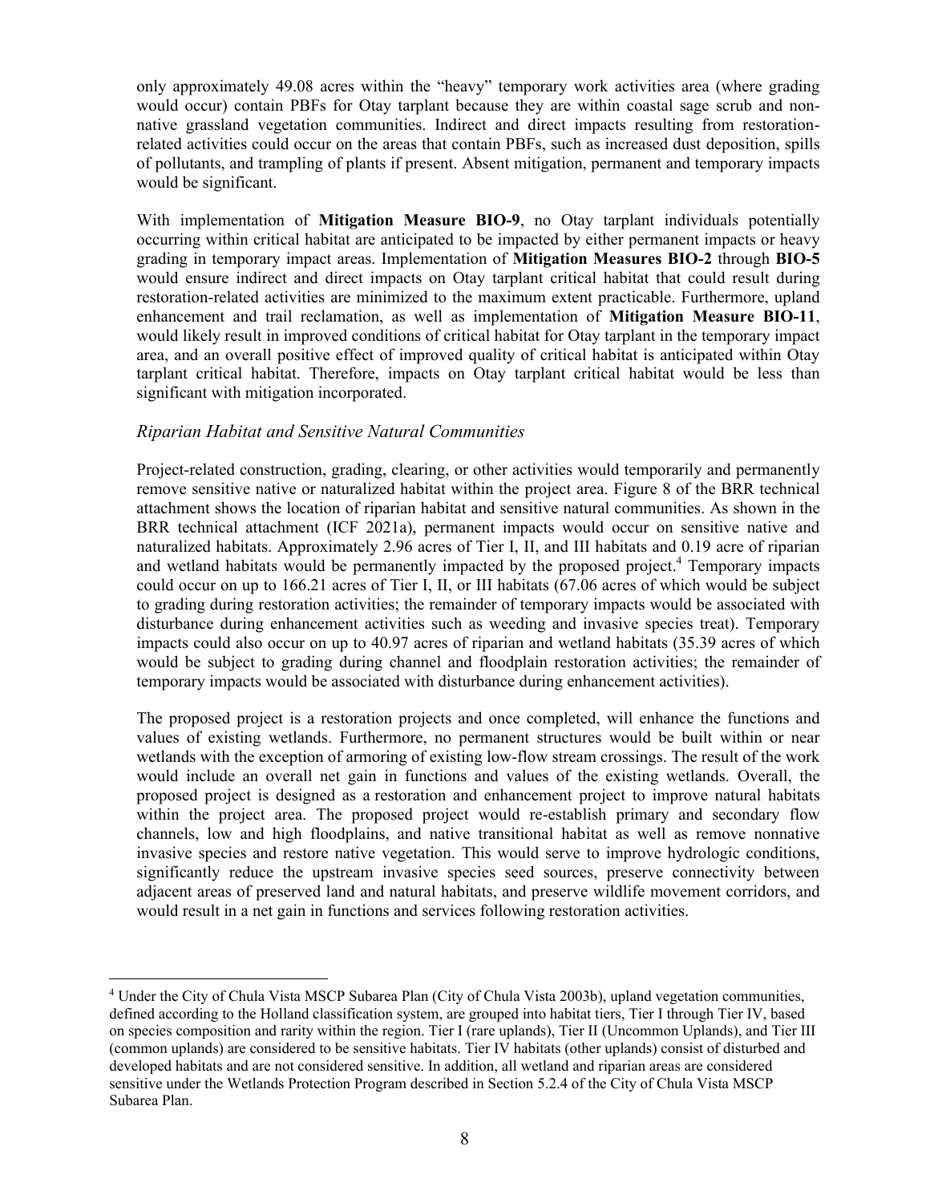only approximately 49.08 acres within the "heavy" temporary work activities area (where grading would occur) contain PBFs for Otay tarplant because they are within coastal sage scrub and non-native grassland vegetation communities. Indirect and direct impacts resulting from restoration-related activities could occur on the areas that contain PBFs, such as increased dust deposition, spills of pollutants, and trampling of plants if present. Absent mitigation, permanent and temporary impacts would be significant.

With implementation of **Mitigation Measure BIO-9**, no Otay tarplant individuals potentially occurring within critical habitat are anticipated to be impacted by either permanent impacts or heavy grading in temporary impact areas. Implementation of **Mitigation Measures BIO-2** through **BIO-5** would ensure indirect and direct impacts on Otay tarplant critical habitat that could result during restoration-related activities are minimized to the maximum extent practicable. Furthermore, upland enhancement and trail reclamation, as well as implementation of **Mitigation Measure BIO-11**, would likely result in improved conditions of critical habitat for Otay tarplant in the temporary impact area, and an overall positive effect of improved quality of critical habitat is anticipated within Otay tarplant critical habitat. Therefore, impacts on Otay tarplant critical habitat would be less than significant with mitigation incorporated.

### *Riparian Habitat and Sensitive Natural Communities*

Project-related construction, grading, clearing, or other activities would temporarily and permanently remove sensitive native or naturalized habitat within the project area. Figure 8 of the BRR technical attachment shows the location of riparian habitat and sensitive natural communities. As shown in the BRR technical attachment (ICF 2021a), permanent impacts would occur on sensitive native and naturalized habitats. Approximately 2.96 acres of Tier I, II, and III habitats and 0.19 acre of riparian and wetland habitats would be permanently impacted by the proposed project.[4] Temporary impacts could occur on up to 166.21 acres of Tier I, II, or III habitats (67.06 acres of which would be subject to grading during restoration activities; the remainder of temporary impacts would be associated with disturbance during enhancement activities such as weeding and invasive species treat). Temporary impacts could also occur on up to 40.97 acres of riparian and wetland habitats (35.39 acres of which would be subject to grading during channel and floodplain restoration activities; the remainder of temporary impacts would be associated with disturbance during enhancement activities).

The proposed project is a restoration projects and once completed, will enhance the functions and values of existing wetlands. Furthermore, no permanent structures would be built within or near wetlands with the exception of armoring of existing low-flow stream crossings. The result of the work would include an overall net gain in functions and values of the existing wetlands. Overall, the proposed project is designed as a restoration and enhancement project to improve natural habitats within the project area. The proposed project would re-establish primary and secondary flow channels, low and high floodplains, and native transitional habitat as well as remove nonnative invasive species and restore native vegetation. This would serve to improve hydrologic conditions, significantly reduce the upstream invasive species seed sources, preserve connectivity between adjacent areas of preserved land and natural habitats, and preserve wildlife movement corridors, and would result in a net gain in functions and services following restoration activities.

---

[4] Under the City of Chula Vista MSCP Subarea Plan (City of Chula Vista 2003b), upland vegetation communities, defined according to the Holland classification system, are grouped into habitat tiers, Tier I through Tier IV, based on species composition and rarity within the region. Tier I (rare uplands), Tier II (Uncommon Uplands), and Tier III (common uplands) are considered to be sensitive habitats. Tier IV habitats (other uplands) consist of disturbed and developed habitats and are not considered sensitive. In addition, all wetland and riparian areas are considered sensitive under the Wetlands Protection Program described in Section 5.2.4 of the City of Chula Vista MSCP Subarea Plan.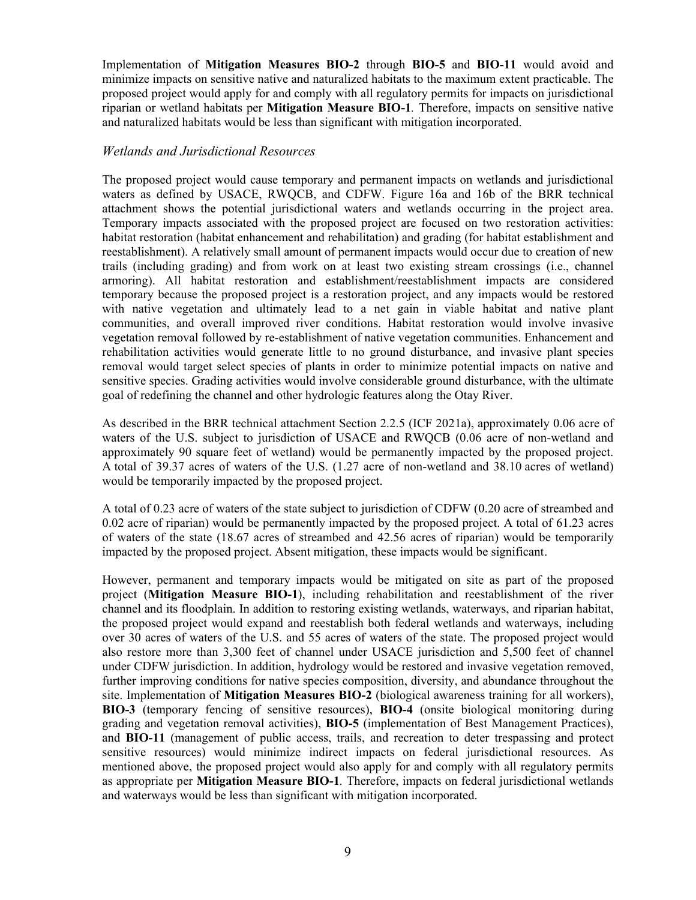Implementation of **Mitigation Measures BIO-2** through **BIO-5** and **BIO-11** would avoid and minimize impacts on sensitive native and naturalized habitats to the maximum extent practicable. The proposed project would apply for and comply with all regulatory permits for impacts on jurisdictional riparian or wetland habitats per **Mitigation Measure BIO-1**. Therefore, impacts on sensitive native and naturalized habitats would be less than significant with mitigation incorporated.

### *Wetlands and Jurisdictional Resources*

The proposed project would cause temporary and permanent impacts on wetlands and jurisdictional waters as defined by USACE, RWQCB, and CDFW. Figure 16a and 16b of the BRR technical attachment shows the potential jurisdictional waters and wetlands occurring in the project area. Temporary impacts associated with the proposed project are focused on two restoration activities: habitat restoration (habitat enhancement and rehabilitation) and grading (for habitat establishment and reestablishment). A relatively small amount of permanent impacts would occur due to creation of new trails (including grading) and from work on at least two existing stream crossings (i.e., channel armoring). All habitat restoration and establishment/reestablishment impacts are considered temporary because the proposed project is a restoration project, and any impacts would be restored with native vegetation and ultimately lead to a net gain in viable habitat and native plant communities, and overall improved river conditions. Habitat restoration would involve invasive vegetation removal followed by re-establishment of native vegetation communities. Enhancement and rehabilitation activities would generate little to no ground disturbance, and invasive plant species removal would target select species of plants in order to minimize potential impacts on native and sensitive species. Grading activities would involve considerable ground disturbance, with the ultimate goal of redefining the channel and other hydrologic features along the Otay River.

As described in the BRR technical attachment Section 2.2.5 (ICF 2021a), approximately 0.06 acre of waters of the U.S. subject to jurisdiction of USACE and RWQCB (0.06 acre of non-wetland and approximately 90 square feet of wetland) would be permanently impacted by the proposed project. A total of 39.37 acres of waters of the U.S. (1.27 acre of non-wetland and 38.10 acres of wetland) would be temporarily impacted by the proposed project.

A total of 0.23 acre of waters of the state subject to jurisdiction of CDFW (0.20 acre of streambed and 0.02 acre of riparian) would be permanently impacted by the proposed project. A total of 61.23 acres of waters of the state (18.67 acres of streambed and 42.56 acres of riparian) would be temporarily impacted by the proposed project. Absent mitigation, these impacts would be significant.

However, permanent and temporary impacts would be mitigated on site as part of the proposed project (**Mitigation Measure BIO-1**), including rehabilitation and reestablishment of the river channel and its floodplain. In addition to restoring existing wetlands, waterways, and riparian habitat, the proposed project would expand and reestablish both federal wetlands and waterways, including over 30 acres of waters of the U.S. and 55 acres of waters of the state. The proposed project would also restore more than 3,300 feet of channel under USACE jurisdiction and 5,500 feet of channel under CDFW jurisdiction. In addition, hydrology would be restored and invasive vegetation removed, further improving conditions for native species composition, diversity, and abundance throughout the site. Implementation of **Mitigation Measures BIO-2** (biological awareness training for all workers), **BIO-3** (temporary fencing of sensitive resources), **BIO-4** (onsite biological monitoring during grading and vegetation removal activities), **BIO-5** (implementation of Best Management Practices), and **BIO-11** (management of public access, trails, and recreation to deter trespassing and protect sensitive resources) would minimize indirect impacts on federal jurisdictional resources. As mentioned above, the proposed project would also apply for and comply with all regulatory permits as appropriate per **Mitigation Measure BIO-1**. Therefore, impacts on federal jurisdictional wetlands and waterways would be less than significant with mitigation incorporated.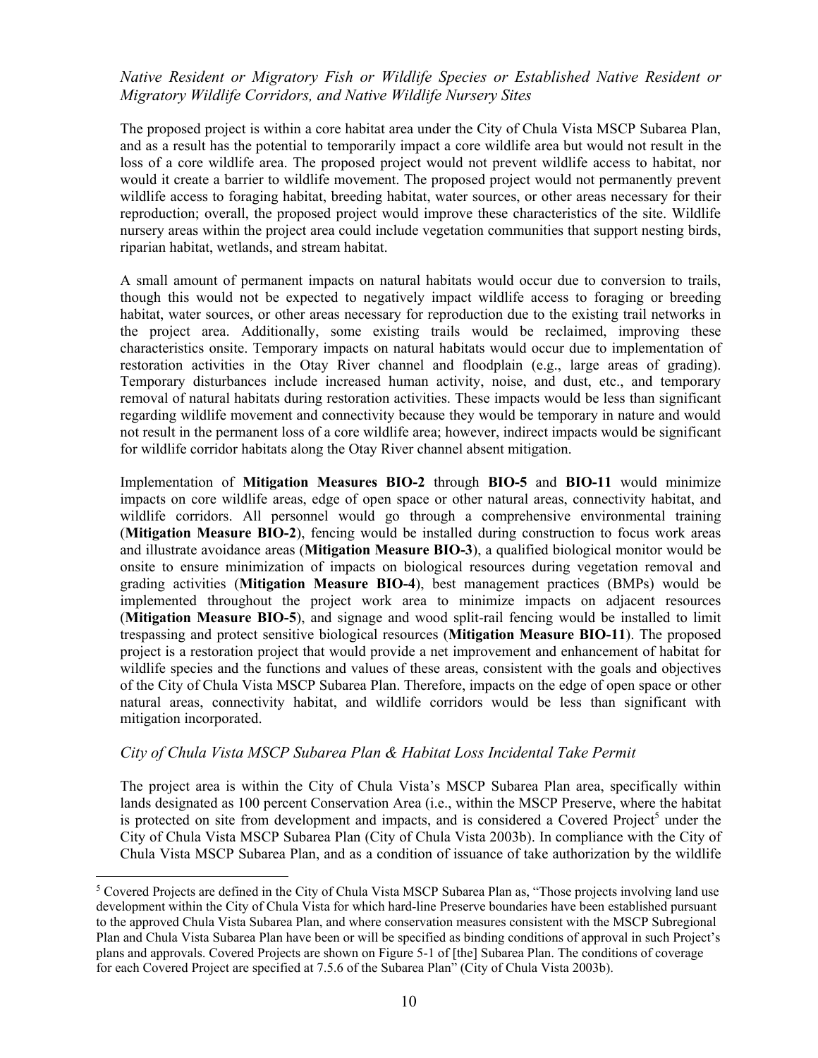*Native Resident or Migratory Fish or Wildlife Species or Established Native Resident or Migratory Wildlife Corridors, and Native Wildlife Nursery Sites*

The proposed project is within a core habitat area under the City of Chula Vista MSCP Subarea Plan, and as a result has the potential to temporarily impact a core wildlife area but would not result in the loss of a core wildlife area. The proposed project would not prevent wildlife access to habitat, nor would it create a barrier to wildlife movement. The proposed project would not permanently prevent wildlife access to foraging habitat, breeding habitat, water sources, or other areas necessary for their reproduction; overall, the proposed project would improve these characteristics of the site. Wildlife nursery areas within the project area could include vegetation communities that support nesting birds, riparian habitat, wetlands, and stream habitat.

A small amount of permanent impacts on natural habitats would occur due to conversion to trails, though this would not be expected to negatively impact wildlife access to foraging or breeding habitat, water sources, or other areas necessary for reproduction due to the existing trail networks in the project area. Additionally, some existing trails would be reclaimed, improving these characteristics onsite. Temporary impacts on natural habitats would occur due to implementation of restoration activities in the Otay River channel and floodplain (e.g., large areas of grading). Temporary disturbances include increased human activity, noise, and dust, etc., and temporary removal of natural habitats during restoration activities. These impacts would be less than significant regarding wildlife movement and connectivity because they would be temporary in nature and would not result in the permanent loss of a core wildlife area; however, indirect impacts would be significant for wildlife corridor habitats along the Otay River channel absent mitigation.

Implementation of **Mitigation Measures BIO-2** through **BIO-5** and **BIO-11** would minimize impacts on core wildlife areas, edge of open space or other natural areas, connectivity habitat, and wildlife corridors. All personnel would go through a comprehensive environmental training (**Mitigation Measure BIO-2**), fencing would be installed during construction to focus work areas and illustrate avoidance areas (**Mitigation Measure BIO-3**), a qualified biological monitor would be onsite to ensure minimization of impacts on biological resources during vegetation removal and grading activities (**Mitigation Measure BIO-4**), best management practices (BMPs) would be implemented throughout the project work area to minimize impacts on adjacent resources (**Mitigation Measure BIO-5**), and signage and wood split-rail fencing would be installed to limit trespassing and protect sensitive biological resources (**Mitigation Measure BIO-11**). The proposed project is a restoration project that would provide a net improvement and enhancement of habitat for wildlife species and the functions and values of these areas, consistent with the goals and objectives of the City of Chula Vista MSCP Subarea Plan. Therefore, impacts on the edge of open space or other natural areas, connectivity habitat, and wildlife corridors would be less than significant with mitigation incorporated.

*City of Chula Vista MSCP Subarea Plan & Habitat Loss Incidental Take Permit*

The project area is within the City of Chula Vista's MSCP Subarea Plan area, specifically within lands designated as 100 percent Conservation Area (i.e., within the MSCP Preserve, where the habitat is protected on site from development and impacts, and is considered a Covered Project[5] under the City of Chula Vista MSCP Subarea Plan (City of Chula Vista 2003b). In compliance with the City of Chula Vista MSCP Subarea Plan, and as a condition of issuance of take authorization by the wildlife

[5] Covered Projects are defined in the City of Chula Vista MSCP Subarea Plan as, "Those projects involving land use development within the City of Chula Vista for which hard-line Preserve boundaries have been established pursuant to the approved Chula Vista Subarea Plan, and where conservation measures consistent with the MSCP Subregional Plan and Chula Vista Subarea Plan have been or will be specified as binding conditions of approval in such Project's plans and approvals. Covered Projects are shown on Figure 5-1 of [the] Subarea Plan. The conditions of coverage for each Covered Project are specified at 7.5.6 of the Subarea Plan" (City of Chula Vista 2003b).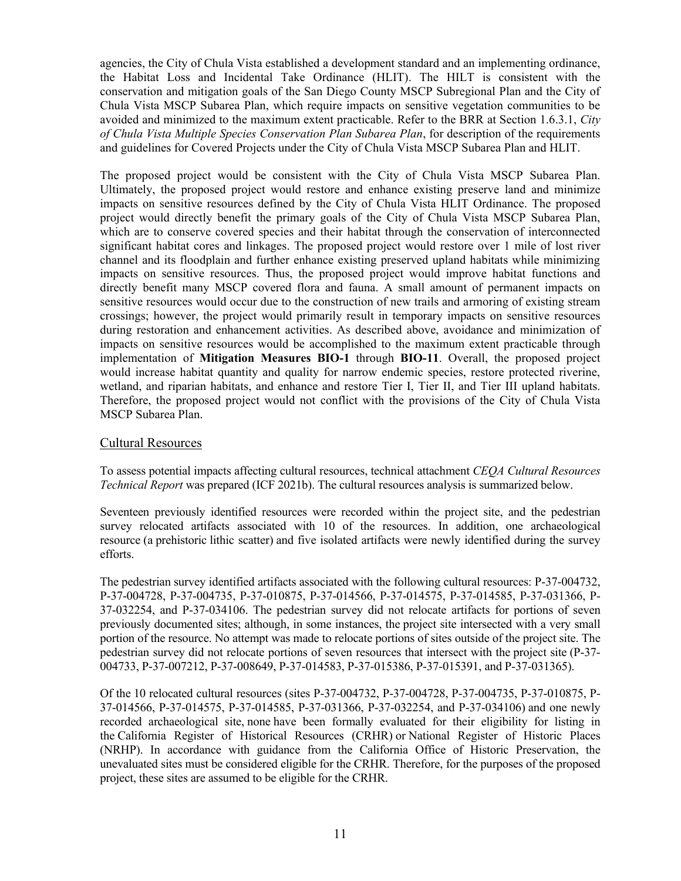agencies, the City of Chula Vista established a development standard and an implementing ordinance, the Habitat Loss and Incidental Take Ordinance (HLIT). The HILT is consistent with the conservation and mitigation goals of the San Diego County MSCP Subregional Plan and the City of Chula Vista MSCP Subarea Plan, which require impacts on sensitive vegetation communities to be avoided and minimized to the maximum extent practicable. Refer to the BRR at Section 1.6.3.1, *City of Chula Vista Multiple Species Conservation Plan Subarea Plan*, for description of the requirements and guidelines for Covered Projects under the City of Chula Vista MSCP Subarea Plan and HLIT.

The proposed project would be consistent with the City of Chula Vista MSCP Subarea Plan. Ultimately, the proposed project would restore and enhance existing preserve land and minimize impacts on sensitive resources defined by the City of Chula Vista HLIT Ordinance. The proposed project would directly benefit the primary goals of the City of Chula Vista MSCP Subarea Plan, which are to conserve covered species and their habitat through the conservation of interconnected significant habitat cores and linkages. The proposed project would restore over 1 mile of lost river channel and its floodplain and further enhance existing preserved upland habitats while minimizing impacts on sensitive resources. Thus, the proposed project would improve habitat functions and directly benefit many MSCP covered flora and fauna. A small amount of permanent impacts on sensitive resources would occur due to the construction of new trails and armoring of existing stream crossings; however, the project would primarily result in temporary impacts on sensitive resources during restoration and enhancement activities. As described above, avoidance and minimization of impacts on sensitive resources would be accomplished to the maximum extent practicable through implementation of **Mitigation Measures BIO-1** through **BIO-11**. Overall, the proposed project would increase habitat quantity and quality for narrow endemic species, restore protected riverine, wetland, and riparian habitats, and enhance and restore Tier I, Tier II, and Tier III upland habitats. Therefore, the proposed project would not conflict with the provisions of the City of Chula Vista MSCP Subarea Plan.

## Cultural Resources

To assess potential impacts affecting cultural resources, technical attachment *CEQA Cultural Resources Technical Report* was prepared (ICF 2021b). The cultural resources analysis is summarized below.

Seventeen previously identified resources were recorded within the project site, and the pedestrian survey relocated artifacts associated with 10 of the resources. In addition, one archaeological resource (a prehistoric lithic scatter) and five isolated artifacts were newly identified during the survey efforts.

The pedestrian survey identified artifacts associated with the following cultural resources: P-37-004732, P-37-004728, P-37-004735, P-37-010875, P-37-014566, P-37-014575, P-37-014585, P-37-031366, P-37-032254, and P-37-034106. The pedestrian survey did not relocate artifacts for portions of seven previously documented sites; although, in some instances, the project site intersected with a very small portion of the resource. No attempt was made to relocate portions of sites outside of the project site. The pedestrian survey did not relocate portions of seven resources that intersect with the project site (P-37-004733, P-37-007212, P-37-008649, P-37-014583, P-37-015386, P-37-015391, and P-37-031365).

Of the 10 relocated cultural resources (sites P-37-004732, P-37-004728, P-37-004735, P-37-010875, P-37-014566, P-37-014575, P-37-014585, P-37-031366, P-37-032254, and P-37-034106) and one newly recorded archaeological site, none have been formally evaluated for their eligibility for listing in the California Register of Historical Resources (CRHR) or National Register of Historic Places (NRHP). In accordance with guidance from the California Office of Historic Preservation, the unevaluated sites must be considered eligible for the CRHR. Therefore, for the purposes of the proposed project, these sites are assumed to be eligible for the CRHR.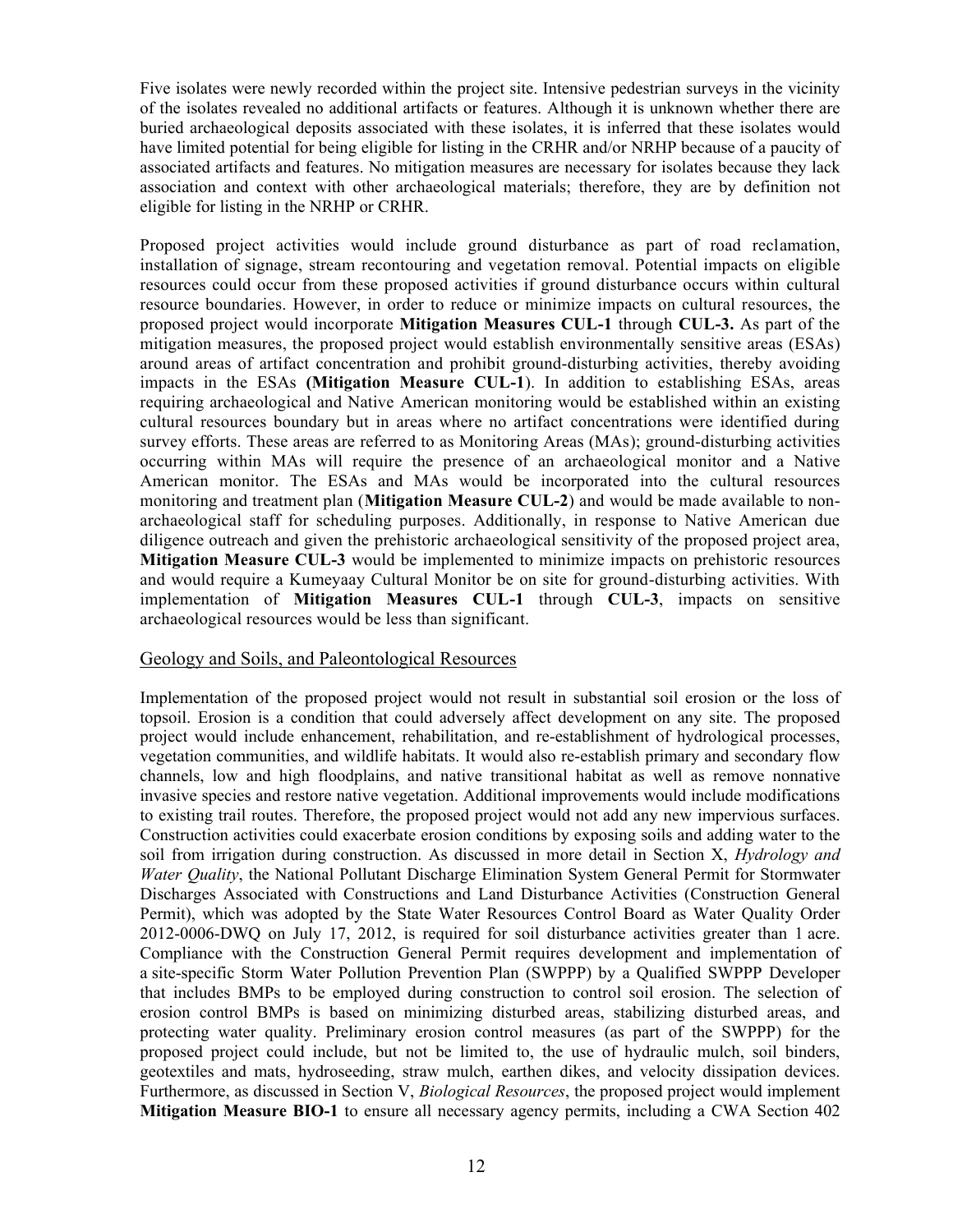Five isolates were newly recorded within the project site. Intensive pedestrian surveys in the vicinity of the isolates revealed no additional artifacts or features. Although it is unknown whether there are buried archaeological deposits associated with these isolates, it is inferred that these isolates would have limited potential for being eligible for listing in the CRHR and/or NRHP because of a paucity of associated artifacts and features. No mitigation measures are necessary for isolates because they lack association and context with other archaeological materials; therefore, they are by definition not eligible for listing in the NRHP or CRHR.

Proposed project activities would include ground disturbance as part of road reclamation, installation of signage, stream recontouring and vegetation removal. Potential impacts on eligible resources could occur from these proposed activities if ground disturbance occurs within cultural resource boundaries. However, in order to reduce or minimize impacts on cultural resources, the proposed project would incorporate **Mitigation Measures CUL-1** through **CUL-3.** As part of the mitigation measures, the proposed project would establish environmentally sensitive areas (ESAs) around areas of artifact concentration and prohibit ground-disturbing activities, thereby avoiding impacts in the ESAs **(Mitigation Measure CUL-1**). In addition to establishing ESAs, areas requiring archaeological and Native American monitoring would be established within an existing cultural resources boundary but in areas where no artifact concentrations were identified during survey efforts. These areas are referred to as Monitoring Areas (MAs); ground-disturbing activities occurring within MAs will require the presence of an archaeological monitor and a Native American monitor. The ESAs and MAs would be incorporated into the cultural resources monitoring and treatment plan (**Mitigation Measure CUL-2**) and would be made available to non-archaeological staff for scheduling purposes. Additionally, in response to Native American due diligence outreach and given the prehistoric archaeological sensitivity of the proposed project area, **Mitigation Measure CUL-3** would be implemented to minimize impacts on prehistoric resources and would require a Kumeyaay Cultural Monitor be on site for ground-disturbing activities. With implementation of **Mitigation Measures CUL-1** through **CUL-3**, impacts on sensitive archaeological resources would be less than significant.

## Geology and Soils, and Paleontological Resources

Implementation of the proposed project would not result in substantial soil erosion or the loss of topsoil. Erosion is a condition that could adversely affect development on any site. The proposed project would include enhancement, rehabilitation, and re-establishment of hydrological processes, vegetation communities, and wildlife habitats. It would also re-establish primary and secondary flow channels, low and high floodplains, and native transitional habitat as well as remove nonnative invasive species and restore native vegetation. Additional improvements would include modifications to existing trail routes. Therefore, the proposed project would not add any new impervious surfaces. Construction activities could exacerbate erosion conditions by exposing soils and adding water to the soil from irrigation during construction. As discussed in more detail in Section X, *Hydrology and Water Quality*, the National Pollutant Discharge Elimination System General Permit for Stormwater Discharges Associated with Constructions and Land Disturbance Activities (Construction General Permit), which was adopted by the State Water Resources Control Board as Water Quality Order 2012-0006-DWQ on July 17, 2012, is required for soil disturbance activities greater than 1 acre. Compliance with the Construction General Permit requires development and implementation of a site-specific Storm Water Pollution Prevention Plan (SWPPP) by a Qualified SWPPP Developer that includes BMPs to be employed during construction to control soil erosion. The selection of erosion control BMPs is based on minimizing disturbed areas, stabilizing disturbed areas, and protecting water quality. Preliminary erosion control measures (as part of the SWPPP) for the proposed project could include, but not be limited to, the use of hydraulic mulch, soil binders, geotextiles and mats, hydroseeding, straw mulch, earthen dikes, and velocity dissipation devices. Furthermore, as discussed in Section V, *Biological Resources*, the proposed project would implement **Mitigation Measure BIO-1** to ensure all necessary agency permits, including a CWA Section 402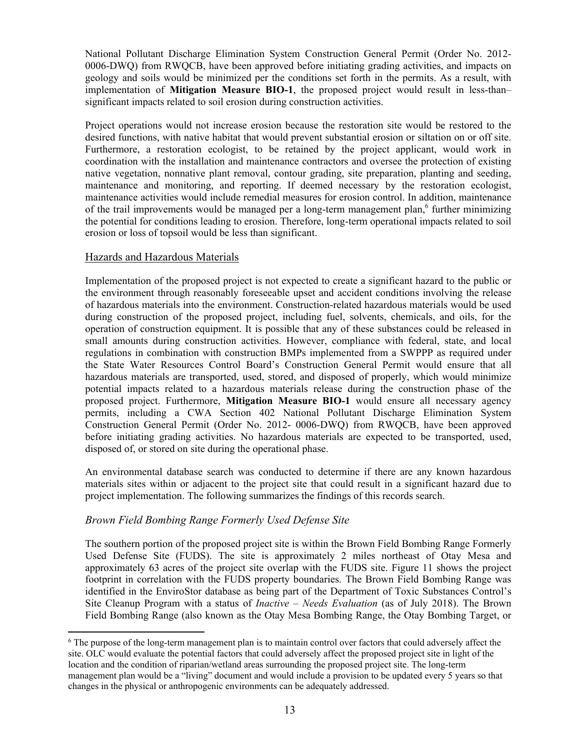National Pollutant Discharge Elimination System Construction General Permit (Order No. 2012-0006-DWQ) from RWQCB, have been approved before initiating grading activities, and impacts on geology and soils would be minimized per the conditions set forth in the permits. As a result, with implementation of **Mitigation Measure BIO-1**, the proposed project would result in less-than–significant impacts related to soil erosion during construction activities.

Project operations would not increase erosion because the restoration site would be restored to the desired functions, with native habitat that would prevent substantial erosion or siltation on or off site. Furthermore, a restoration ecologist, to be retained by the project applicant, would work in coordination with the installation and maintenance contractors and oversee the protection of existing native vegetation, nonnative plant removal, contour grading, site preparation, planting and seeding, maintenance and monitoring, and reporting. If deemed necessary by the restoration ecologist, maintenance activities would include remedial measures for erosion control. In addition, maintenance of the trail improvements would be managed per a long-term management plan,[6] further minimizing the potential for conditions leading to erosion. Therefore, long-term operational impacts related to soil erosion or loss of topsoil would be less than significant.

## Hazards and Hazardous Materials

Implementation of the proposed project is not expected to create a significant hazard to the public or the environment through reasonably foreseeable upset and accident conditions involving the release of hazardous materials into the environment. Construction-related hazardous materials would be used during construction of the proposed project, including fuel, solvents, chemicals, and oils, for the operation of construction equipment. It is possible that any of these substances could be released in small amounts during construction activities. However, compliance with federal, state, and local regulations in combination with construction BMPs implemented from a SWPPP as required under the State Water Resources Control Board's Construction General Permit would ensure that all hazardous materials are transported, used, stored, and disposed of properly, which would minimize potential impacts related to a hazardous materials release during the construction phase of the proposed project. Furthermore, **Mitigation Measure BIO-1** would ensure all necessary agency permits, including a CWA Section 402 National Pollutant Discharge Elimination System Construction General Permit (Order No. 2012- 0006-DWQ) from RWQCB, have been approved before initiating grading activities. No hazardous materials are expected to be transported, used, disposed of, or stored on site during the operational phase.

An environmental database search was conducted to determine if there are any known hazardous materials sites within or adjacent to the project site that could result in a significant hazard due to project implementation. The following summarizes the findings of this records search.

### *Brown Field Bombing Range Formerly Used Defense Site*

The southern portion of the proposed project site is within the Brown Field Bombing Range Formerly Used Defense Site (FUDS). The site is approximately 2 miles northeast of Otay Mesa and approximately 63 acres of the project site overlap with the FUDS site. Figure 11 shows the project footprint in correlation with the FUDS property boundaries. The Brown Field Bombing Range was identified in the EnviroStor database as being part of the Department of Toxic Substances Control's Site Cleanup Program with a status of *Inactive – Needs Evaluation* (as of July 2018). The Brown Field Bombing Range (also known as the Otay Mesa Bombing Range, the Otay Bombing Target, or

[6] The purpose of the long-term management plan is to maintain control over factors that could adversely affect the site. OLC would evaluate the potential factors that could adversely affect the proposed project site in light of the location and the condition of riparian/wetland areas surrounding the proposed project site. The long-term management plan would be a "living" document and would include a provision to be updated every 5 years so that changes in the physical or anthropogenic environments can be adequately addressed.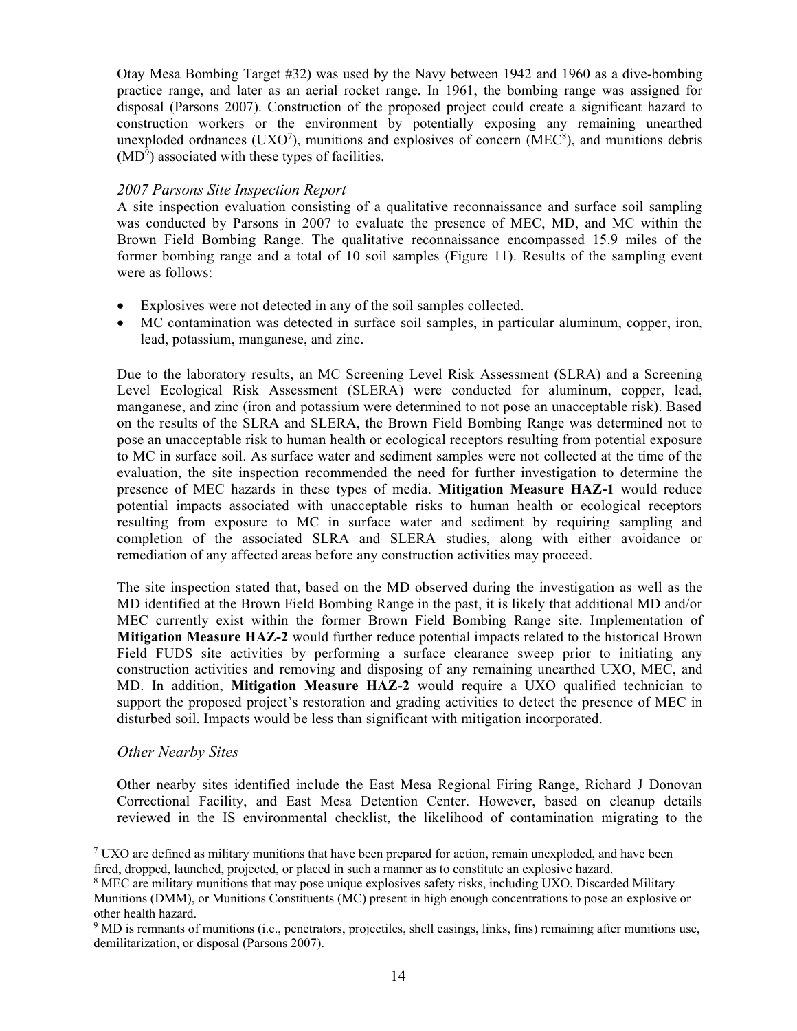Otay Mesa Bombing Target #32) was used by the Navy between 1942 and 1960 as a dive-bombing practice range, and later as an aerial rocket range. In 1961, the bombing range was assigned for disposal (Parsons 2007). Construction of the proposed project could create a significant hazard to construction workers or the environment by potentially exposing any remaining unearthed unexploded ordnances (UXO[7]), munitions and explosives of concern (MEC[8]), and munitions debris (MD[9]) associated with these types of facilities.

*2007 Parsons Site Inspection Report*

A site inspection evaluation consisting of a qualitative reconnaissance and surface soil sampling was conducted by Parsons in 2007 to evaluate the presence of MEC, MD, and MC within the Brown Field Bombing Range. The qualitative reconnaissance encompassed 15.9 miles of the former bombing range and a total of 10 soil samples (Figure 11). Results of the sampling event were as follows:

- Explosives were not detected in any of the soil samples collected.
- MC contamination was detected in surface soil samples, in particular aluminum, copper, iron, lead, potassium, manganese, and zinc.

Due to the laboratory results, an MC Screening Level Risk Assessment (SLRA) and a Screening Level Ecological Risk Assessment (SLERA) were conducted for aluminum, copper, lead, manganese, and zinc (iron and potassium were determined to not pose an unacceptable risk). Based on the results of the SLRA and SLERA, the Brown Field Bombing Range was determined not to pose an unacceptable risk to human health or ecological receptors resulting from potential exposure to MC in surface soil. As surface water and sediment samples were not collected at the time of the evaluation, the site inspection recommended the need for further investigation to determine the presence of MEC hazards in these types of media. **Mitigation Measure HAZ-1** would reduce potential impacts associated with unacceptable risks to human health or ecological receptors resulting from exposure to MC in surface water and sediment by requiring sampling and completion of the associated SLRA and SLERA studies, along with either avoidance or remediation of any affected areas before any construction activities may proceed.

The site inspection stated that, based on the MD observed during the investigation as well as the MD identified at the Brown Field Bombing Range in the past, it is likely that additional MD and/or MEC currently exist within the former Brown Field Bombing Range site. Implementation of **Mitigation Measure HAZ-2** would further reduce potential impacts related to the historical Brown Field FUDS site activities by performing a surface clearance sweep prior to initiating any construction activities and removing and disposing of any remaining unearthed UXO, MEC, and MD. In addition, **Mitigation Measure HAZ-2** would require a UXO qualified technician to support the proposed project's restoration and grading activities to detect the presence of MEC in disturbed soil. Impacts would be less than significant with mitigation incorporated.

*Other Nearby Sites*

Other nearby sites identified include the East Mesa Regional Firing Range, Richard J Donovan Correctional Facility, and East Mesa Detention Center. However, based on cleanup details reviewed in the IS environmental checklist, the likelihood of contamination migrating to the

---

[7] UXO are defined as military munitions that have been prepared for action, remain unexploded, and have been fired, dropped, launched, projected, or placed in such a manner as to constitute an explosive hazard.

[8] MEC are military munitions that may pose unique explosives safety risks, including UXO, Discarded Military Munitions (DMM), or Munitions Constituents (MC) present in high enough concentrations to pose an explosive or other health hazard.

[9] MD is remnants of munitions (i.e., penetrators, projectiles, shell casings, links, fins) remaining after munitions use, demilitarization, or disposal (Parsons 2007).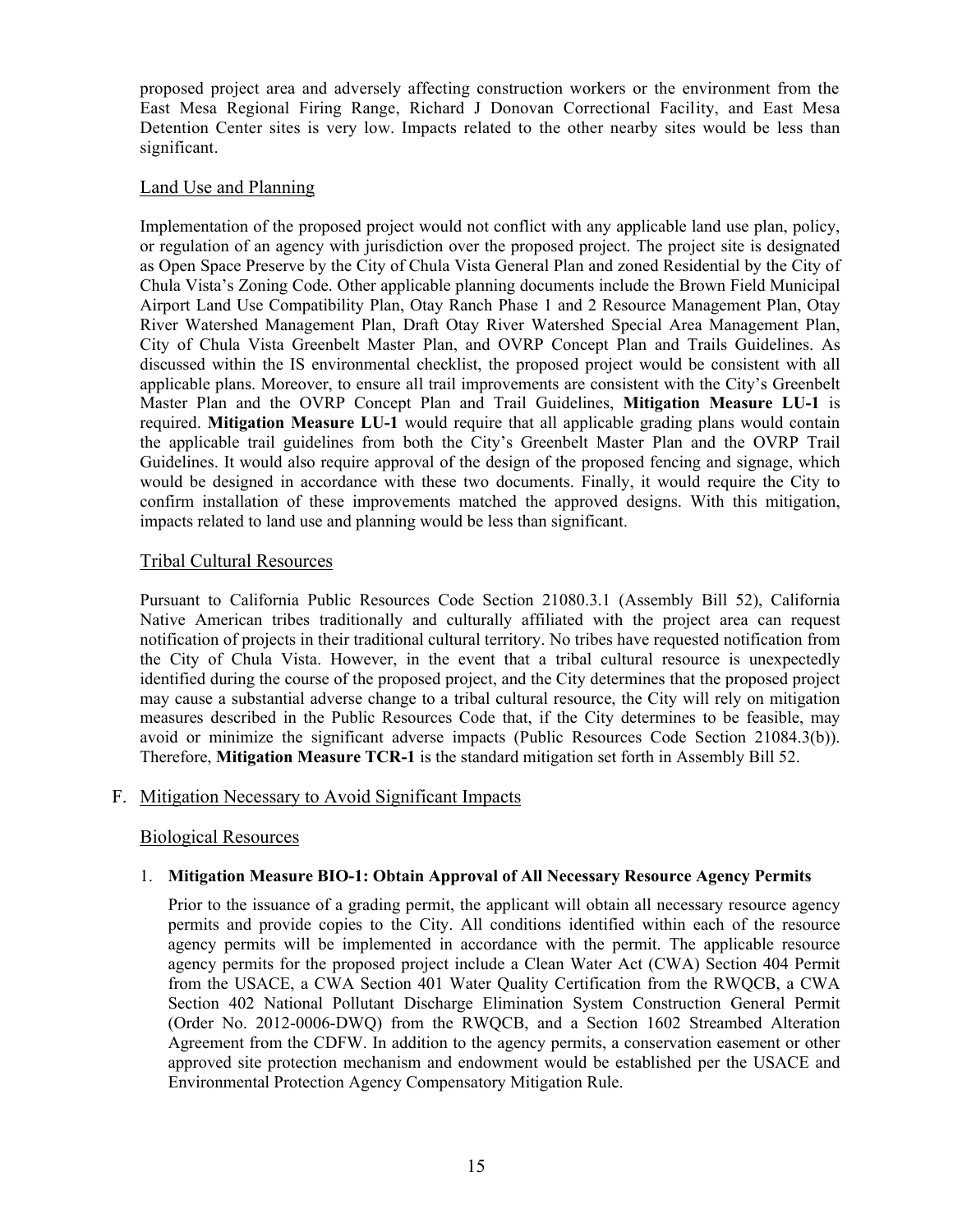proposed project area and adversely affecting construction workers or the environment from the East Mesa Regional Firing Range, Richard J Donovan Correctional Facility, and East Mesa Detention Center sites is very low. Impacts related to the other nearby sites would be less than significant.

### Land Use and Planning

Implementation of the proposed project would not conflict with any applicable land use plan, policy, or regulation of an agency with jurisdiction over the proposed project. The project site is designated as Open Space Preserve by the City of Chula Vista General Plan and zoned Residential by the City of Chula Vista's Zoning Code. Other applicable planning documents include the Brown Field Municipal Airport Land Use Compatibility Plan, Otay Ranch Phase 1 and 2 Resource Management Plan, Otay River Watershed Management Plan, Draft Otay River Watershed Special Area Management Plan, City of Chula Vista Greenbelt Master Plan, and OVRP Concept Plan and Trails Guidelines. As discussed within the IS environmental checklist, the proposed project would be consistent with all applicable plans. Moreover, to ensure all trail improvements are consistent with the City's Greenbelt Master Plan and the OVRP Concept Plan and Trail Guidelines, **Mitigation Measure LU-1** is required. **Mitigation Measure LU-1** would require that all applicable grading plans would contain the applicable trail guidelines from both the City's Greenbelt Master Plan and the OVRP Trail Guidelines. It would also require approval of the design of the proposed fencing and signage, which would be designed in accordance with these two documents. Finally, it would require the City to confirm installation of these improvements matched the approved designs. With this mitigation, impacts related to land use and planning would be less than significant.

### Tribal Cultural Resources

Pursuant to California Public Resources Code Section 21080.3.1 (Assembly Bill 52), California Native American tribes traditionally and culturally affiliated with the project area can request notification of projects in their traditional cultural territory. No tribes have requested notification from the City of Chula Vista. However, in the event that a tribal cultural resource is unexpectedly identified during the course of the proposed project, and the City determines that the proposed project may cause a substantial adverse change to a tribal cultural resource, the City will rely on mitigation measures described in the Public Resources Code that, if the City determines to be feasible, may avoid or minimize the significant adverse impacts (Public Resources Code Section 21084.3(b)). Therefore, **Mitigation Measure TCR-1** is the standard mitigation set forth in Assembly Bill 52.

## F. Mitigation Necessary to Avoid Significant Impacts

### Biological Resources

1. **Mitigation Measure BIO-1: Obtain Approval of All Necessary Resource Agency Permits**

   Prior to the issuance of a grading permit, the applicant will obtain all necessary resource agency permits and provide copies to the City. All conditions identified within each of the resource agency permits will be implemented in accordance with the permit. The applicable resource agency permits for the proposed project include a Clean Water Act (CWA) Section 404 Permit from the USACE, a CWA Section 401 Water Quality Certification from the RWQCB, a CWA Section 402 National Pollutant Discharge Elimination System Construction General Permit (Order No. 2012-0006-DWQ) from the RWQCB, and a Section 1602 Streambed Alteration Agreement from the CDFW. In addition to the agency permits, a conservation easement or other approved site protection mechanism and endowment would be established per the USACE and Environmental Protection Agency Compensatory Mitigation Rule.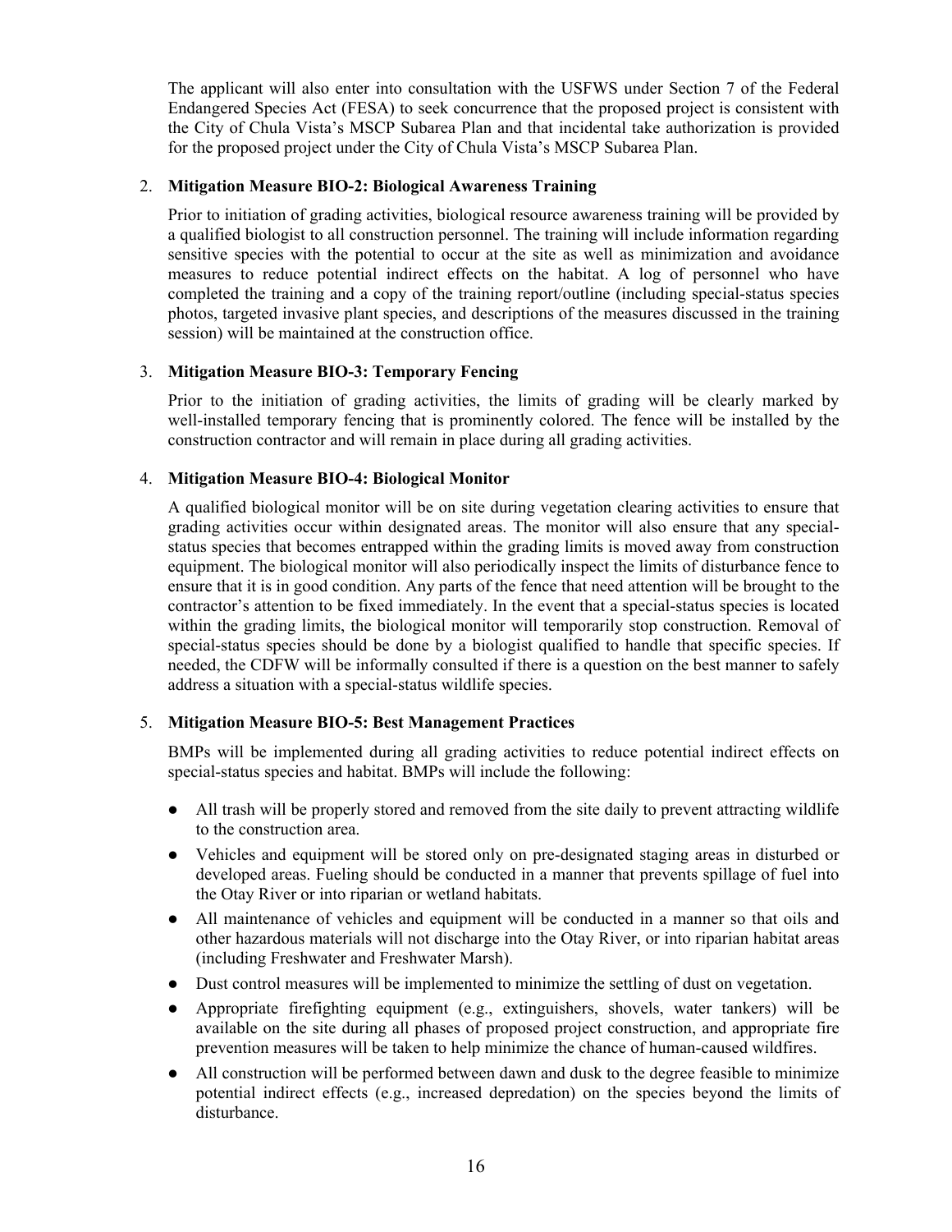The applicant will also enter into consultation with the USFWS under Section 7 of the Federal Endangered Species Act (FESA) to seek concurrence that the proposed project is consistent with the City of Chula Vista's MSCP Subarea Plan and that incidental take authorization is provided for the proposed project under the City of Chula Vista's MSCP Subarea Plan.

2. **Mitigation Measure BIO-2: Biological Awareness Training**

   Prior to initiation of grading activities, biological resource awareness training will be provided by a qualified biologist to all construction personnel. The training will include information regarding sensitive species with the potential to occur at the site as well as minimization and avoidance measures to reduce potential indirect effects on the habitat. A log of personnel who have completed the training and a copy of the training report/outline (including special-status species photos, targeted invasive plant species, and descriptions of the measures discussed in the training session) will be maintained at the construction office.

3. **Mitigation Measure BIO-3: Temporary Fencing**

   Prior to the initiation of grading activities, the limits of grading will be clearly marked by well-installed temporary fencing that is prominently colored. The fence will be installed by the construction contractor and will remain in place during all grading activities.

4. **Mitigation Measure BIO-4: Biological Monitor**

   A qualified biological monitor will be on site during vegetation clearing activities to ensure that grading activities occur within designated areas. The monitor will also ensure that any special-status species that becomes entrapped within the grading limits is moved away from construction equipment. The biological monitor will also periodically inspect the limits of disturbance fence to ensure that it is in good condition. Any parts of the fence that need attention will be brought to the contractor's attention to be fixed immediately. In the event that a special-status species is located within the grading limits, the biological monitor will temporarily stop construction. Removal of special-status species should be done by a biologist qualified to handle that specific species. If needed, the CDFW will be informally consulted if there is a question on the best manner to safely address a situation with a special-status wildlife species.

5. **Mitigation Measure BIO-5: Best Management Practices**

   BMPs will be implemented during all grading activities to reduce potential indirect effects on special-status species and habitat. BMPs will include the following:

   - All trash will be properly stored and removed from the site daily to prevent attracting wildlife to the construction area.
   - Vehicles and equipment will be stored only on pre-designated staging areas in disturbed or developed areas. Fueling should be conducted in a manner that prevents spillage of fuel into the Otay River or into riparian or wetland habitats.
   - All maintenance of vehicles and equipment will be conducted in a manner so that oils and other hazardous materials will not discharge into the Otay River, or into riparian habitat areas (including Freshwater and Freshwater Marsh).
   - Dust control measures will be implemented to minimize the settling of dust on vegetation.
   - Appropriate firefighting equipment (e.g., extinguishers, shovels, water tankers) will be available on the site during all phases of proposed project construction, and appropriate fire prevention measures will be taken to help minimize the chance of human-caused wildfires.
   - All construction will be performed between dawn and dusk to the degree feasible to minimize potential indirect effects (e.g., increased depredation) on the species beyond the limits of disturbance.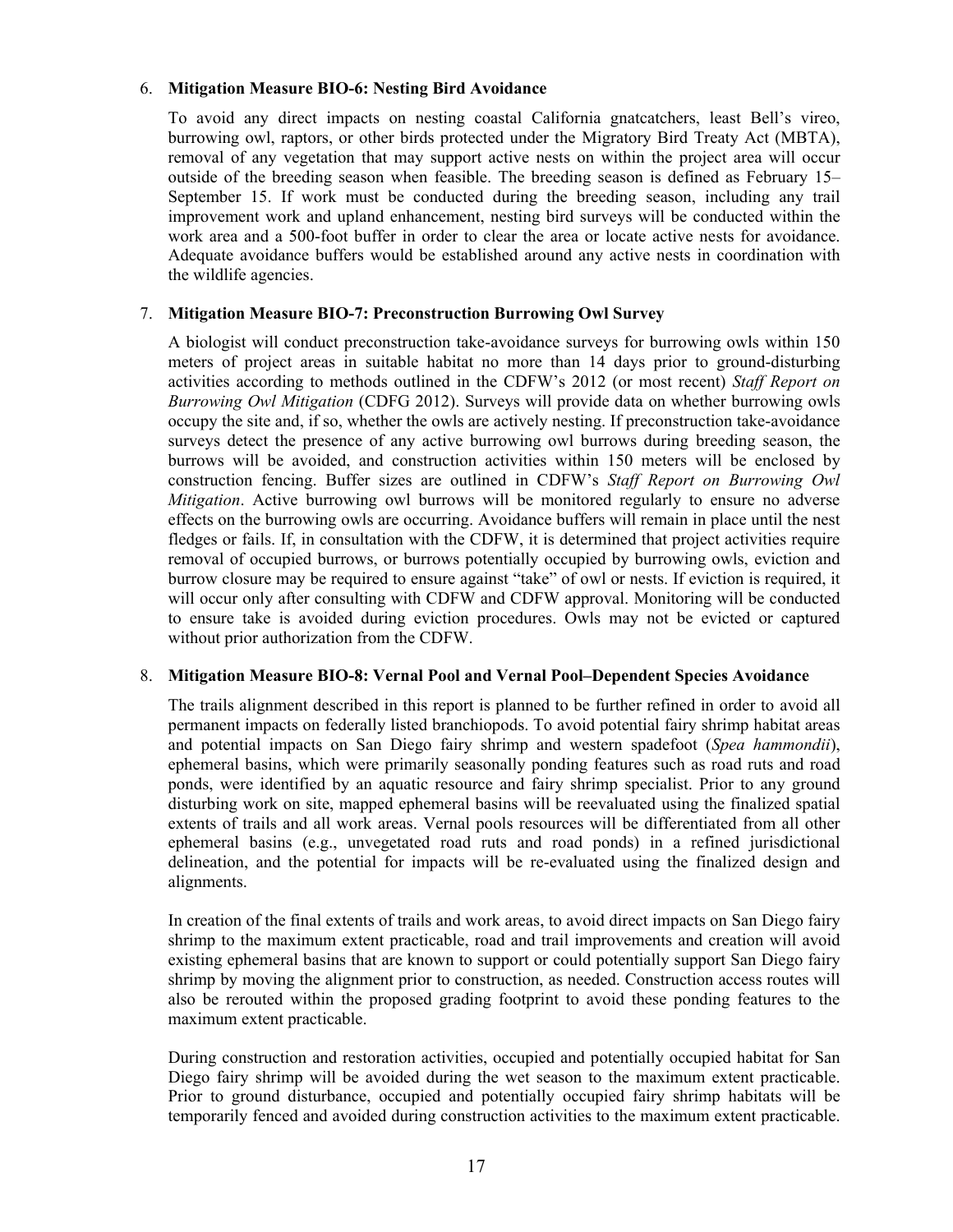6. **Mitigation Measure BIO-6: Nesting Bird Avoidance**

   To avoid any direct impacts on nesting coastal California gnatcatchers, least Bell's vireo, burrowing owl, raptors, or other birds protected under the Migratory Bird Treaty Act (MBTA), removal of any vegetation that may support active nests on within the project area will occur outside of the breeding season when feasible. The breeding season is defined as February 15–September 15. If work must be conducted during the breeding season, including any trail improvement work and upland enhancement, nesting bird surveys will be conducted within the work area and a 500-foot buffer in order to clear the area or locate active nests for avoidance. Adequate avoidance buffers would be established around any active nests in coordination with the wildlife agencies.

7. **Mitigation Measure BIO-7: Preconstruction Burrowing Owl Survey**

   A biologist will conduct preconstruction take-avoidance surveys for burrowing owls within 150 meters of project areas in suitable habitat no more than 14 days prior to ground-disturbing activities according to methods outlined in the CDFW's 2012 (or most recent) *Staff Report on Burrowing Owl Mitigation* (CDFG 2012). Surveys will provide data on whether burrowing owls occupy the site and, if so, whether the owls are actively nesting. If preconstruction take-avoidance surveys detect the presence of any active burrowing owl burrows during breeding season, the burrows will be avoided, and construction activities within 150 meters will be enclosed by construction fencing. Buffer sizes are outlined in CDFW's *Staff Report on Burrowing Owl Mitigation*. Active burrowing owl burrows will be monitored regularly to ensure no adverse effects on the burrowing owls are occurring. Avoidance buffers will remain in place until the nest fledges or fails. If, in consultation with the CDFW, it is determined that project activities require removal of occupied burrows, or burrows potentially occupied by burrowing owls, eviction and burrow closure may be required to ensure against "take" of owl or nests. If eviction is required, it will occur only after consulting with CDFW and CDFW approval. Monitoring will be conducted to ensure take is avoided during eviction procedures. Owls may not be evicted or captured without prior authorization from the CDFW.

8. **Mitigation Measure BIO-8: Vernal Pool and Vernal Pool–Dependent Species Avoidance**

   The trails alignment described in this report is planned to be further refined in order to avoid all permanent impacts on federally listed branchiopods. To avoid potential fairy shrimp habitat areas and potential impacts on San Diego fairy shrimp and western spadefoot (*Spea hammondii*), ephemeral basins, which were primarily seasonally ponding features such as road ruts and road ponds, were identified by an aquatic resource and fairy shrimp specialist. Prior to any ground disturbing work on site, mapped ephemeral basins will be reevaluated using the finalized spatial extents of trails and all work areas. Vernal pools resources will be differentiated from all other ephemeral basins (e.g., unvegetated road ruts and road ponds) in a refined jurisdictional delineation, and the potential for impacts will be re-evaluated using the finalized design and alignments.

   In creation of the final extents of trails and work areas, to avoid direct impacts on San Diego fairy shrimp to the maximum extent practicable, road and trail improvements and creation will avoid existing ephemeral basins that are known to support or could potentially support San Diego fairy shrimp by moving the alignment prior to construction, as needed. Construction access routes will also be rerouted within the proposed grading footprint to avoid these ponding features to the maximum extent practicable.

   During construction and restoration activities, occupied and potentially occupied habitat for San Diego fairy shrimp will be avoided during the wet season to the maximum extent practicable. Prior to ground disturbance, occupied and potentially occupied fairy shrimp habitats will be temporarily fenced and avoided during construction activities to the maximum extent practicable.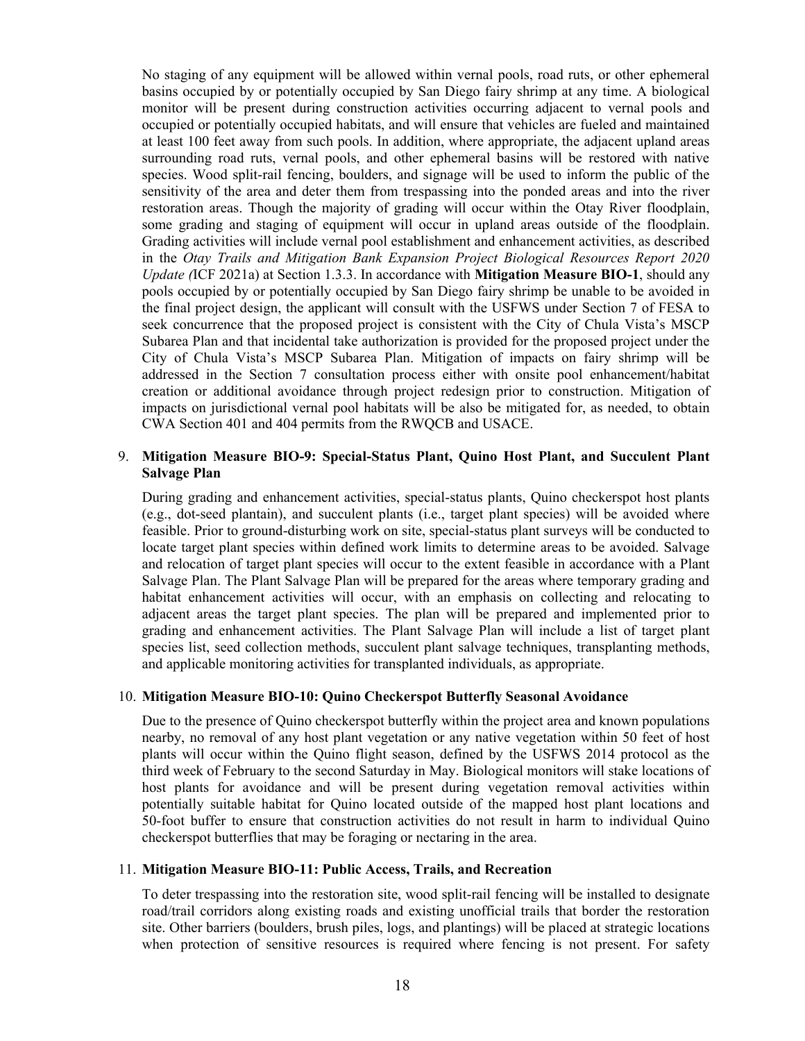No staging of any equipment will be allowed within vernal pools, road ruts, or other ephemeral basins occupied by or potentially occupied by San Diego fairy shrimp at any time. A biological monitor will be present during construction activities occurring adjacent to vernal pools and occupied or potentially occupied habitats, and will ensure that vehicles are fueled and maintained at least 100 feet away from such pools. In addition, where appropriate, the adjacent upland areas surrounding road ruts, vernal pools, and other ephemeral basins will be restored with native species. Wood split-rail fencing, boulders, and signage will be used to inform the public of the sensitivity of the area and deter them from trespassing into the ponded areas and into the river restoration areas. Though the majority of grading will occur within the Otay River floodplain, some grading and staging of equipment will occur in upland areas outside of the floodplain. Grading activities will include vernal pool establishment and enhancement activities, as described in the *Otay Trails and Mitigation Bank Expansion Project Biological Resources Report 2020 Update (*ICF 2021a) at Section 1.3.3. In accordance with **Mitigation Measure BIO-1**, should any pools occupied by or potentially occupied by San Diego fairy shrimp be unable to be avoided in the final project design, the applicant will consult with the USFWS under Section 7 of FESA to seek concurrence that the proposed project is consistent with the City of Chula Vista's MSCP Subarea Plan and that incidental take authorization is provided for the proposed project under the City of Chula Vista's MSCP Subarea Plan. Mitigation of impacts on fairy shrimp will be addressed in the Section 7 consultation process either with onsite pool enhancement/habitat creation or additional avoidance through project redesign prior to construction. Mitigation of impacts on jurisdictional vernal pool habitats will be also be mitigated for, as needed, to obtain CWA Section 401 and 404 permits from the RWQCB and USACE.

9. **Mitigation Measure BIO-9: Special-Status Plant, Quino Host Plant, and Succulent Plant Salvage Plan**

   During grading and enhancement activities, special-status plants, Quino checkerspot host plants (e.g., dot-seed plantain), and succulent plants (i.e., target plant species) will be avoided where feasible. Prior to ground-disturbing work on site, special-status plant surveys will be conducted to locate target plant species within defined work limits to determine areas to be avoided. Salvage and relocation of target plant species will occur to the extent feasible in accordance with a Plant Salvage Plan. The Plant Salvage Plan will be prepared for the areas where temporary grading and habitat enhancement activities will occur, with an emphasis on collecting and relocating to adjacent areas the target plant species. The plan will be prepared and implemented prior to grading and enhancement activities. The Plant Salvage Plan will include a list of target plant species list, seed collection methods, succulent plant salvage techniques, transplanting methods, and applicable monitoring activities for transplanted individuals, as appropriate.

10. **Mitigation Measure BIO-10: Quino Checkerspot Butterfly Seasonal Avoidance**

    Due to the presence of Quino checkerspot butterfly within the project area and known populations nearby, no removal of any host plant vegetation or any native vegetation within 50 feet of host plants will occur within the Quino flight season, defined by the USFWS 2014 protocol as the third week of February to the second Saturday in May. Biological monitors will stake locations of host plants for avoidance and will be present during vegetation removal activities within potentially suitable habitat for Quino located outside of the mapped host plant locations and 50-foot buffer to ensure that construction activities do not result in harm to individual Quino checkerspot butterflies that may be foraging or nectaring in the area.

11. **Mitigation Measure BIO-11: Public Access, Trails, and Recreation**

    To deter trespassing into the restoration site, wood split-rail fencing will be installed to designate road/trail corridors along existing roads and existing unofficial trails that border the restoration site. Other barriers (boulders, brush piles, logs, and plantings) will be placed at strategic locations when protection of sensitive resources is required where fencing is not present. For safety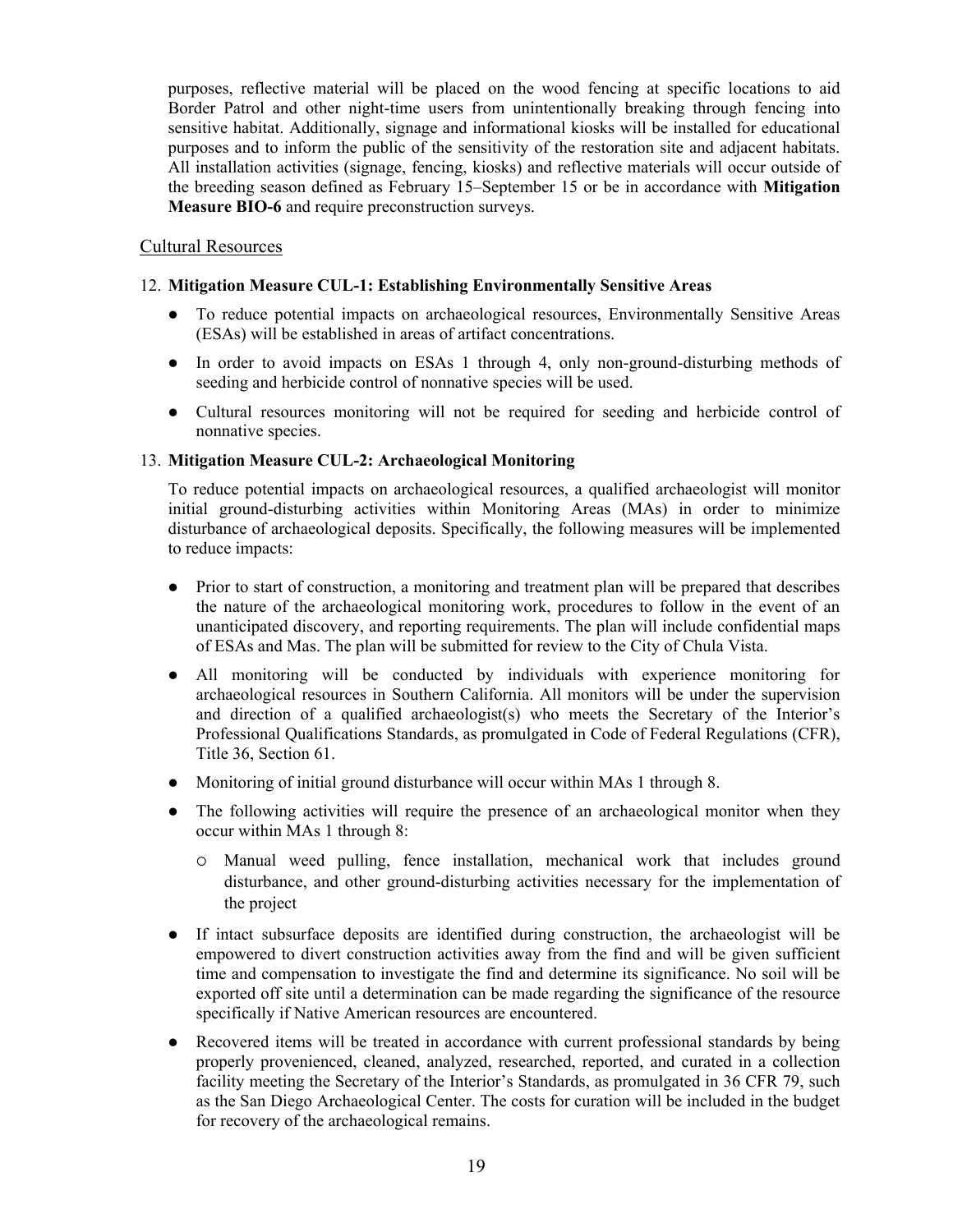purposes, reflective material will be placed on the wood fencing at specific locations to aid Border Patrol and other night-time users from unintentionally breaking through fencing into sensitive habitat. Additionally, signage and informational kiosks will be installed for educational purposes and to inform the public of the sensitivity of the restoration site and adjacent habitats. All installation activities (signage, fencing, kiosks) and reflective materials will occur outside of the breeding season defined as February 15–September 15 or be in accordance with **Mitigation Measure BIO-6** and require preconstruction surveys.

## Cultural Resources

12. **Mitigation Measure CUL-1: Establishing Environmentally Sensitive Areas**

    - To reduce potential impacts on archaeological resources, Environmentally Sensitive Areas (ESAs) will be established in areas of artifact concentrations.
    - In order to avoid impacts on ESAs 1 through 4, only non-ground-disturbing methods of seeding and herbicide control of nonnative species will be used.
    - Cultural resources monitoring will not be required for seeding and herbicide control of nonnative species.

13. **Mitigation Measure CUL-2: Archaeological Monitoring**

    To reduce potential impacts on archaeological resources, a qualified archaeologist will monitor initial ground-disturbing activities within Monitoring Areas (MAs) in order to minimize disturbance of archaeological deposits. Specifically, the following measures will be implemented to reduce impacts:

    - Prior to start of construction, a monitoring and treatment plan will be prepared that describes the nature of the archaeological monitoring work, procedures to follow in the event of an unanticipated discovery, and reporting requirements. The plan will include confidential maps of ESAs and Mas. The plan will be submitted for review to the City of Chula Vista.
    - All monitoring will be conducted by individuals with experience monitoring for archaeological resources in Southern California. All monitors will be under the supervision and direction of a qualified archaeologist(s) who meets the Secretary of the Interior's Professional Qualifications Standards, as promulgated in Code of Federal Regulations (CFR), Title 36, Section 61.
    - Monitoring of initial ground disturbance will occur within MAs 1 through 8.
    - The following activities will require the presence of an archaeological monitor when they occur within MAs 1 through 8:
        - Manual weed pulling, fence installation, mechanical work that includes ground disturbance, and other ground-disturbing activities necessary for the implementation of the project
    - If intact subsurface deposits are identified during construction, the archaeologist will be empowered to divert construction activities away from the find and will be given sufficient time and compensation to investigate the find and determine its significance. No soil will be exported off site until a determination can be made regarding the significance of the resource specifically if Native American resources are encountered.
    - Recovered items will be treated in accordance with current professional standards by being properly provenienced, cleaned, analyzed, researched, reported, and curated in a collection facility meeting the Secretary of the Interior's Standards, as promulgated in 36 CFR 79, such as the San Diego Archaeological Center. The costs for curation will be included in the budget for recovery of the archaeological remains.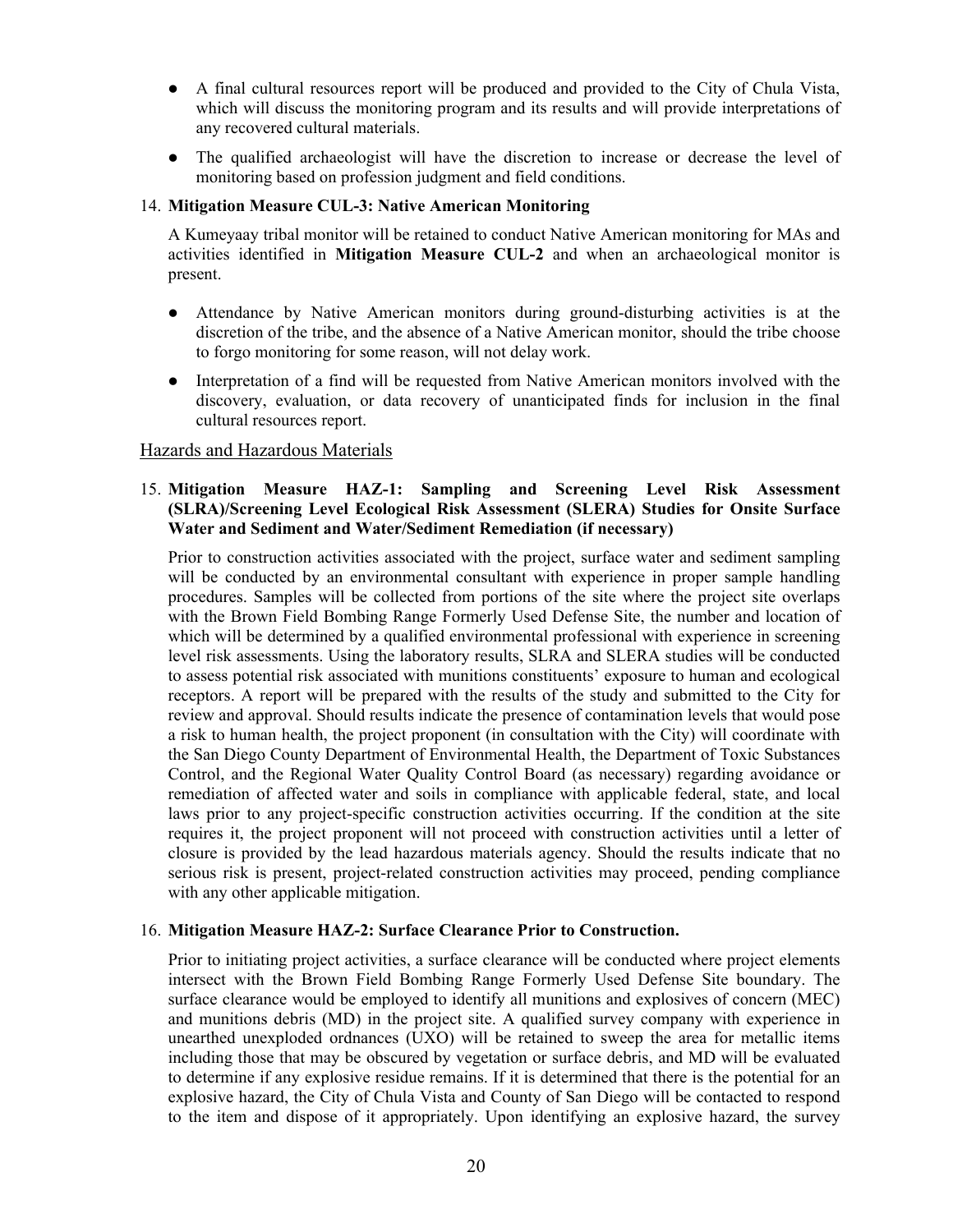- A final cultural resources report will be produced and provided to the City of Chula Vista, which will discuss the monitoring program and its results and will provide interpretations of any recovered cultural materials.
- The qualified archaeologist will have the discretion to increase or decrease the level of monitoring based on profession judgment and field conditions.

14. **Mitigation Measure CUL-3: Native American Monitoring**

    A Kumeyaay tribal monitor will be retained to conduct Native American monitoring for MAs and activities identified in **Mitigation Measure CUL-2** and when an archaeological monitor is present.

    - Attendance by Native American monitors during ground-disturbing activities is at the discretion of the tribe, and the absence of a Native American monitor, should the tribe choose to forgo monitoring for some reason, will not delay work.
    - Interpretation of a find will be requested from Native American monitors involved with the discovery, evaluation, or data recovery of unanticipated finds for inclusion in the final cultural resources report.

## Hazards and Hazardous Materials

15. **Mitigation Measure HAZ-1: Sampling and Screening Level Risk Assessment (SLRA)/Screening Level Ecological Risk Assessment (SLERA) Studies for Onsite Surface Water and Sediment and Water/Sediment Remediation (if necessary)**

    Prior to construction activities associated with the project, surface water and sediment sampling will be conducted by an environmental consultant with experience in proper sample handling procedures. Samples will be collected from portions of the site where the project site overlaps with the Brown Field Bombing Range Formerly Used Defense Site, the number and location of which will be determined by a qualified environmental professional with experience in screening level risk assessments. Using the laboratory results, SLRA and SLERA studies will be conducted to assess potential risk associated with munitions constituents' exposure to human and ecological receptors. A report will be prepared with the results of the study and submitted to the City for review and approval. Should results indicate the presence of contamination levels that would pose a risk to human health, the project proponent (in consultation with the City) will coordinate with the San Diego County Department of Environmental Health, the Department of Toxic Substances Control, and the Regional Water Quality Control Board (as necessary) regarding avoidance or remediation of affected water and soils in compliance with applicable federal, state, and local laws prior to any project-specific construction activities occurring. If the condition at the site requires it, the project proponent will not proceed with construction activities until a letter of closure is provided by the lead hazardous materials agency. Should the results indicate that no serious risk is present, project-related construction activities may proceed, pending compliance with any other applicable mitigation.

16. **Mitigation Measure HAZ-2: Surface Clearance Prior to Construction.**

    Prior to initiating project activities, a surface clearance will be conducted where project elements intersect with the Brown Field Bombing Range Formerly Used Defense Site boundary. The surface clearance would be employed to identify all munitions and explosives of concern (MEC) and munitions debris (MD) in the project site. A qualified survey company with experience in unearthed unexploded ordnances (UXO) will be retained to sweep the area for metallic items including those that may be obscured by vegetation or surface debris, and MD will be evaluated to determine if any explosive residue remains. If it is determined that there is the potential for an explosive hazard, the City of Chula Vista and County of San Diego will be contacted to respond to the item and dispose of it appropriately. Upon identifying an explosive hazard, the survey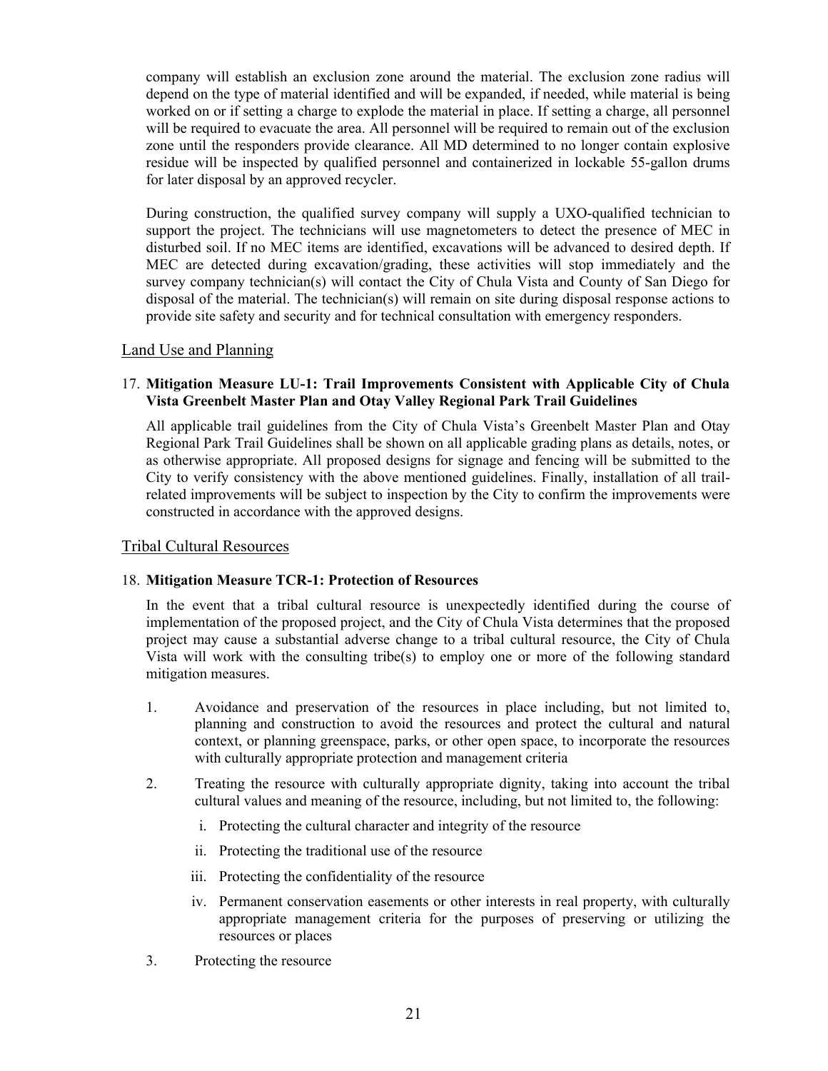company will establish an exclusion zone around the material. The exclusion zone radius will depend on the type of material identified and will be expanded, if needed, while material is being worked on or if setting a charge to explode the material in place. If setting a charge, all personnel will be required to evacuate the area. All personnel will be required to remain out of the exclusion zone until the responders provide clearance. All MD determined to no longer contain explosive residue will be inspected by qualified personnel and containerized in lockable 55-gallon drums for later disposal by an approved recycler.

During construction, the qualified survey company will supply a UXO-qualified technician to support the project. The technicians will use magnetometers to detect the presence of MEC in disturbed soil. If no MEC items are identified, excavations will be advanced to desired depth. If MEC are detected during excavation/grading, these activities will stop immediately and the survey company technician(s) will contact the City of Chula Vista and County of San Diego for disposal of the material. The technician(s) will remain on site during disposal response actions to provide site safety and security and for technical consultation with emergency responders.

## Land Use and Planning

17. **Mitigation Measure LU-1: Trail Improvements Consistent with Applicable City of Chula Vista Greenbelt Master Plan and Otay Valley Regional Park Trail Guidelines**

    All applicable trail guidelines from the City of Chula Vista's Greenbelt Master Plan and Otay Regional Park Trail Guidelines shall be shown on all applicable grading plans as details, notes, or as otherwise appropriate. All proposed designs for signage and fencing will be submitted to the City to verify consistency with the above mentioned guidelines. Finally, installation of all trail-related improvements will be subject to inspection by the City to confirm the improvements were constructed in accordance with the approved designs.

## Tribal Cultural Resources

18. **Mitigation Measure TCR-1: Protection of Resources**

    In the event that a tribal cultural resource is unexpectedly identified during the course of implementation of the proposed project, and the City of Chula Vista determines that the proposed project may cause a substantial adverse change to a tribal cultural resource, the City of Chula Vista will work with the consulting tribe(s) to employ one or more of the following standard mitigation measures.

    1. Avoidance and preservation of the resources in place including, but not limited to, planning and construction to avoid the resources and protect the cultural and natural context, or planning greenspace, parks, or other open space, to incorporate the resources with culturally appropriate protection and management criteria

    2. Treating the resource with culturally appropriate dignity, taking into account the tribal cultural values and meaning of the resource, including, but not limited to, the following:

        i. Protecting the cultural character and integrity of the resource

        ii. Protecting the traditional use of the resource

        iii. Protecting the confidentiality of the resource

        iv. Permanent conservation easements or other interests in real property, with culturally appropriate management criteria for the purposes of preserving or utilizing the resources or places

    3. Protecting the resource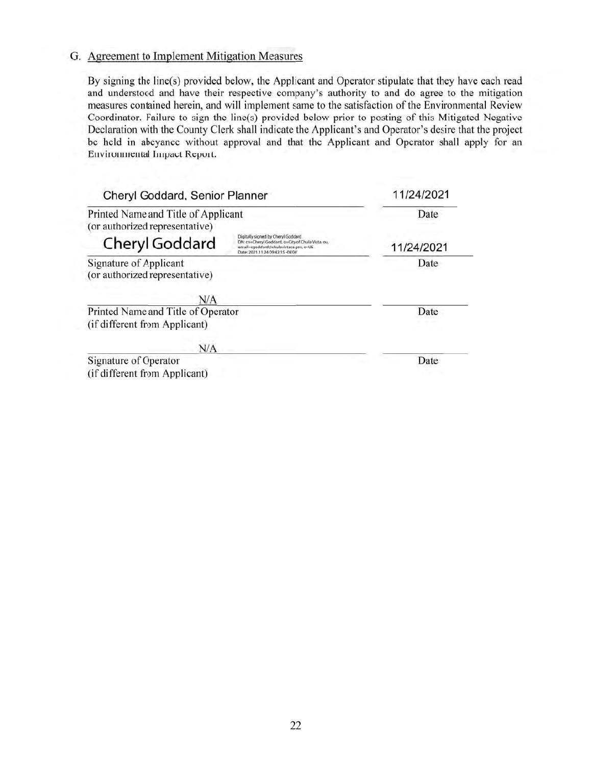## G. Agreement to Implement Mitigation Measures

By signing the line(s) provided below, the Applicant and Operator stipulate that they have each read and understood and have their respective company's authority to and do agree to the mitigation measures contained herein, and will implement same to the satisfaction of the Environmental Review Coordinator. Failure to sign the line(s) provided below prior to posting of this Mitigated Negative Declaration with the County Clerk shall indicate the Applicant's and Operator's desire that the project be held in abeyance without approval and that the Applicant and Operator shall apply for an Environmental Impact Report.

| | |
|---|---|
| Cheryl Goddard, Senior Planner | 11/24/2021 |
| Printed Name and Title of Applicant (or authorized representative) | Date |
| Cheryl Goddard (Digitally signed by Cheryl Goddard DN: cn=Cheryl Goddard, o=City of Chula Vista, ou, email=cgoddard@chulavistaca.gov, c=US Date: 2021.11.24 09:42:15 -08'00') | 11/24/2021 |
| Signature of Applicant (or authorized representative) | Date |
| N/A | |
| Printed Name and Title of Operator (if different from Applicant) | Date |
| N/A | |
| Signature of Operator (if different from Applicant) | Date |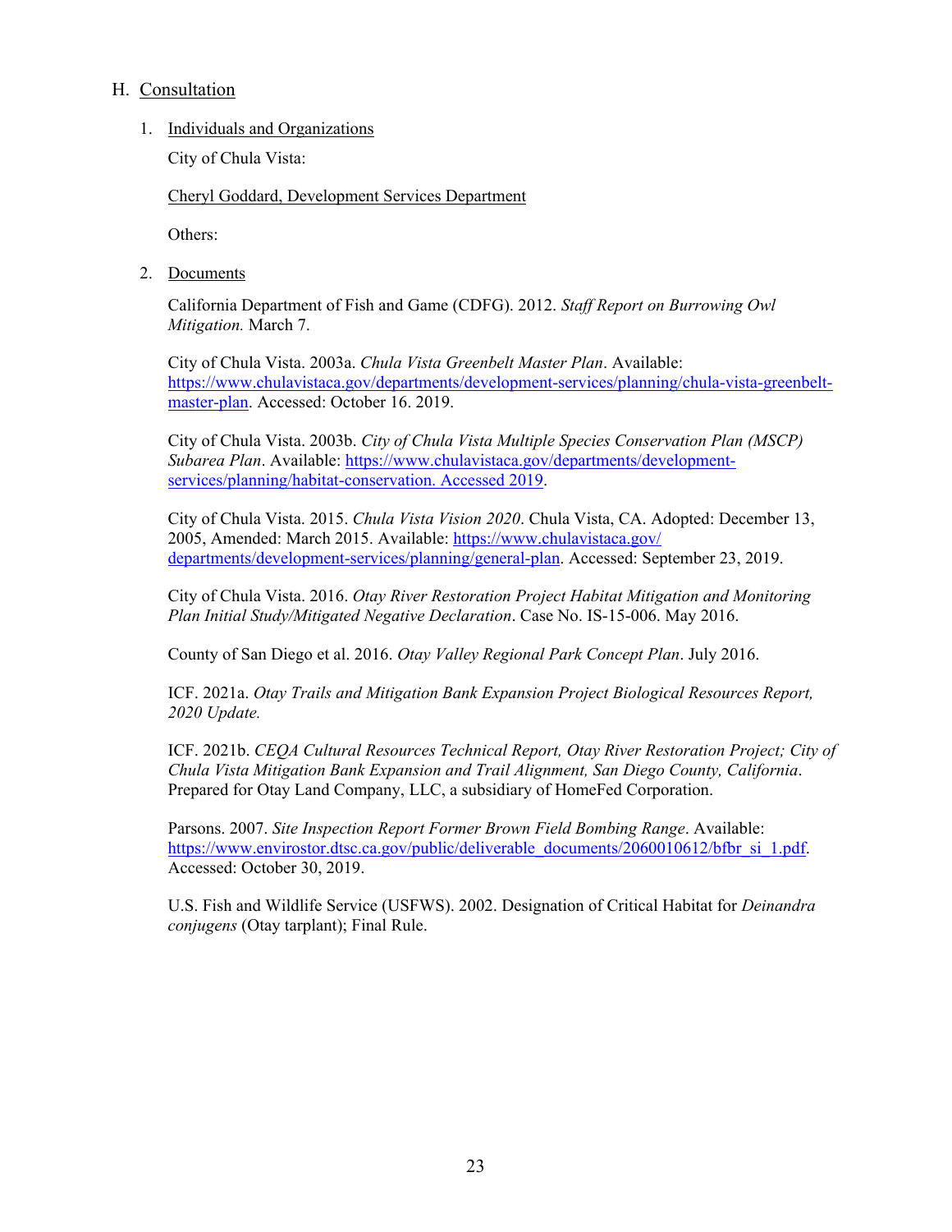## H. Consultation

1. Individuals and Organizations

   City of Chula Vista:

   Cheryl Goddard, Development Services Department

   Others:

2. Documents

   California Department of Fish and Game (CDFG). 2012. *Staff Report on Burrowing Owl Mitigation.* March 7.

   City of Chula Vista. 2003a. *Chula Vista Greenbelt Master Plan*. Available: https://www.chulavistaca.gov/departments/development-services/planning/chula-vista-greenbelt-master-plan. Accessed: October 16. 2019.

   City of Chula Vista. 2003b. *City of Chula Vista Multiple Species Conservation Plan (MSCP) Subarea Plan*. Available: https://www.chulavistaca.gov/departments/development-services/planning/habitat-conservation. Accessed 2019.

   City of Chula Vista. 2015. *Chula Vista Vision 2020*. Chula Vista, CA. Adopted: December 13, 2005, Amended: March 2015. Available: https://www.chulavistaca.gov/departments/development-services/planning/general-plan. Accessed: September 23, 2019.

   City of Chula Vista. 2016. *Otay River Restoration Project Habitat Mitigation and Monitoring Plan Initial Study/Mitigated Negative Declaration*. Case No. IS-15-006. May 2016.

   County of San Diego et al. 2016. *Otay Valley Regional Park Concept Plan*. July 2016.

   ICF. 2021a. *Otay Trails and Mitigation Bank Expansion Project Biological Resources Report, 2020 Update.*

   ICF. 2021b. *CEQA Cultural Resources Technical Report, Otay River Restoration Project; City of Chula Vista Mitigation Bank Expansion and Trail Alignment, San Diego County, California*. Prepared for Otay Land Company, LLC, a subsidiary of HomeFed Corporation.

   Parsons. 2007. *Site Inspection Report Former Brown Field Bombing Range*. Available: https://www.envirostor.dtsc.ca.gov/public/deliverable_documents/2060010612/bfbr_si_1.pdf. Accessed: October 30, 2019.

   U.S. Fish and Wildlife Service (USFWS). 2002. Designation of Critical Habitat for *Deinandra conjugens* (Otay tarplant); Final Rule.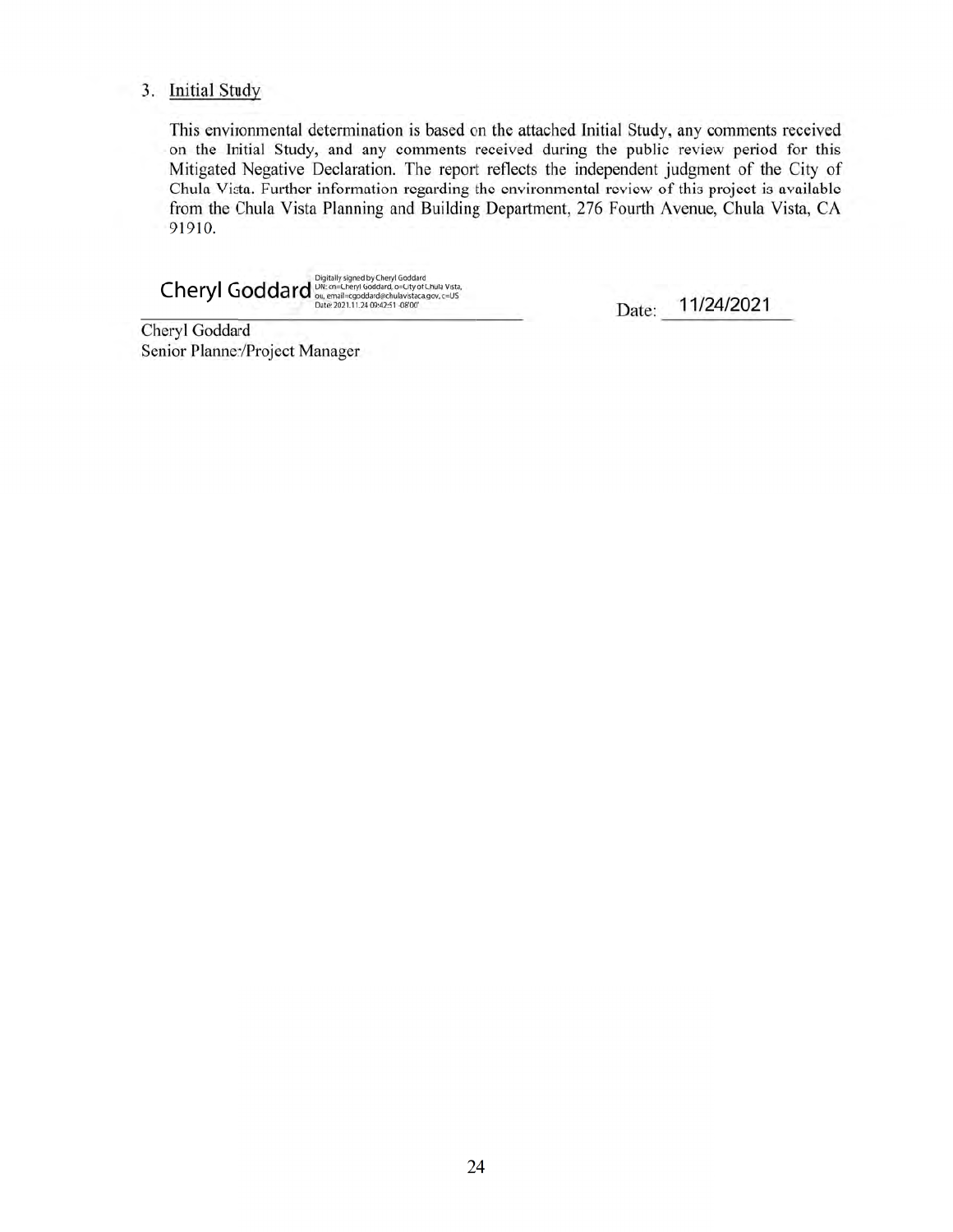3. Initial Study

This environmental determination is based on the attached Initial Study, any comments received on the Initial Study, and any comments received during the public review period for this Mitigated Negative Declaration. The report reflects the independent judgment of the City of Chula Vista. Further information regarding the environmental review of this project is available from the Chula Vista Planning and Building Department, 276 Fourth Avenue, Chula Vista, CA 91910.

Cheryl Goddard Digitally signed by Cheryl Goddard DN: cn=Cheryl Goddard, o=City of Chula Vista, ou, email=cgoddard@chulavistaca.gov, c=US Date: 2021.11.24 09:42:51 -08'00'

Date: 11/24/2021

Cheryl Goddard
Senior Planner/Project Manager